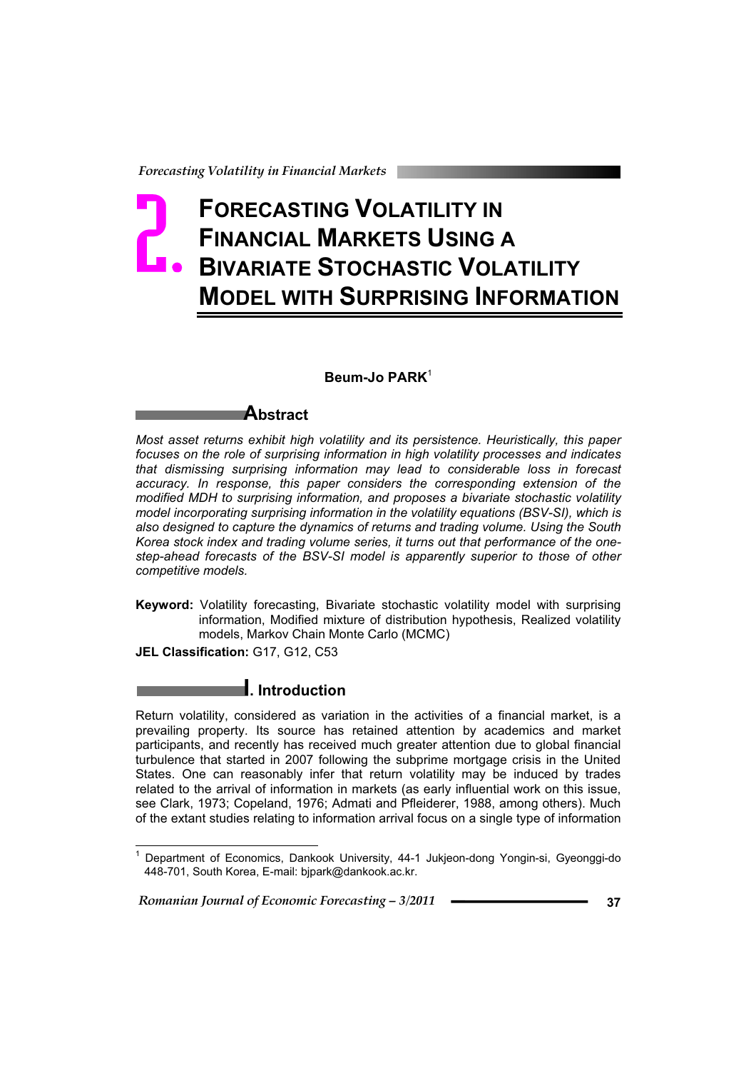# 2. FORECASTING VOLATILITY IN FINANCIAL MARKETS USING A BIVARIATE STOCHASTIC VOLATILITY MODEL WITH SURPRISING INFORMATION

**Beum-Jo PARK**[1]

## Abstract

*Most asset returns exhibit high volatility and its persistence. Heuristically, this paper focuses on the role of surprising information in high volatility processes and indicates that dismissing surprising information may lead to considerable loss in forecast accuracy. In response, this paper considers the corresponding extension of the modified MDH to surprising information, and proposes a bivariate stochastic volatility model incorporating surprising information in the volatility equations (BSV-SI), which is also designed to capture the dynamics of returns and trading volume. Using the South Korea stock index and trading volume series, it turns out that performance of the one-step-ahead forecasts of the BSV-SI model is apparently superior to those of other competitive models.*

**Keyword:** Volatility forecasting, Bivariate stochastic volatility model with surprising information, Modified mixture of distribution hypothesis, Realized volatility models, Markov Chain Monte Carlo (MCMC)

**JEL Classification:** G17, G12, C53

## I. Introduction

Return volatility, considered as variation in the activities of a financial market, is a prevailing property. Its source has retained attention by academics and market participants, and recently has received much greater attention due to global financial turbulence that started in 2007 following the subprime mortgage crisis in the United States. One can reasonably infer that return volatility may be induced by trades related to the arrival of information in markets (as early influential work on this issue, see Clark, 1973; Copeland, 1976; Admati and Pfleiderer, 1988, among others). Much of the extant studies relating to information arrival focus on a single type of information

---

[1] Department of Economics, Dankook University, 44-1 Jukjeon-dong Yongin-si, Gyeonggi-do 448-701, South Korea, E-mail: bjpark@dankook.ac.kr.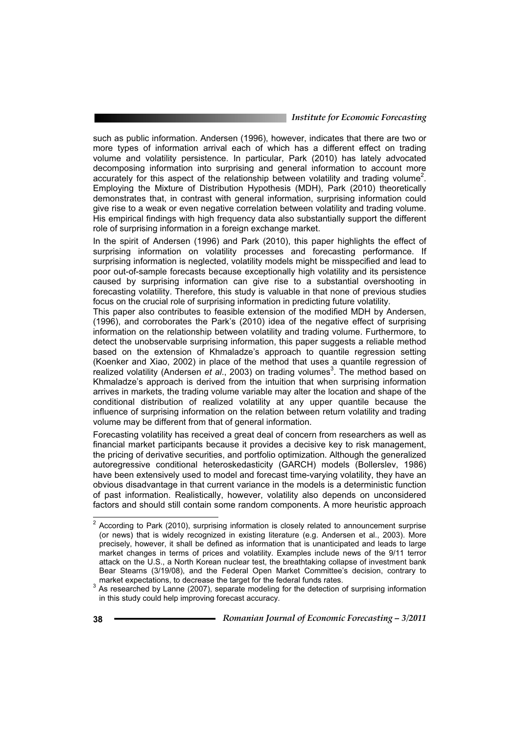such as public information. Andersen (1996), however, indicates that there are two or more types of information arrival each of which has a different effect on trading volume and volatility persistence. In particular, Park (2010) has lately advocated decomposing information into surprising and general information to account more accurately for this aspect of the relationship between volatility and trading volume[2]. Employing the Mixture of Distribution Hypothesis (MDH), Park (2010) theoretically demonstrates that, in contrast with general information, surprising information could give rise to a weak or even negative correlation between volatility and trading volume. His empirical findings with high frequency data also substantially support the different role of surprising information in a foreign exchange market.

In the spirit of Andersen (1996) and Park (2010), this paper highlights the effect of surprising information on volatility processes and forecasting performance. If surprising information is neglected, volatility models might be misspecified and lead to poor out-of-sample forecasts because exceptionally high volatility and its persistence caused by surprising information can give rise to a substantial overshooting in forecasting volatility. Therefore, this study is valuable in that none of previous studies focus on the crucial role of surprising information in predicting future volatility.

This paper also contributes to feasible extension of the modified MDH by Andersen, (1996), and corroborates the Park's (2010) idea of the negative effect of surprising information on the relationship between volatility and trading volume. Furthermore, to detect the unobservable surprising information, this paper suggests a reliable method based on the extension of Khmaladze's approach to quantile regression setting (Koenker and Xiao, 2002) in place of the method that uses a quantile regression of realized volatility (Andersen *et al*., 2003) on trading volumes[3]. The method based on Khmaladze's approach is derived from the intuition that when surprising information arrives in markets, the trading volume variable may alter the location and shape of the conditional distribution of realized volatility at any upper quantile because the influence of surprising information on the relation between return volatility and trading volume may be different from that of general information.

Forecasting volatility has received a great deal of concern from researchers as well as financial market participants because it provides a decisive key to risk management, the pricing of derivative securities, and portfolio optimization. Although the generalized autoregressive conditional heteroskedasticity (GARCH) models (Bollerslev, 1986) have been extensively used to model and forecast time-varying volatility, they have an obvious disadvantage in that current variance in the models is a deterministic function of past information. Realistically, however, volatility also depends on unconsidered factors and should still contain some random components. A more heuristic approach

---

[2] According to Park (2010), surprising information is closely related to announcement surprise (or news) that is widely recognized in existing literature (e.g. Andersen et al., 2003). More precisely, however, it shall be defined as information that is unanticipated and leads to large market changes in terms of prices and volatility. Examples include news of the 9/11 terror attack on the U.S., a North Korean nuclear test, the breathtaking collapse of investment bank Bear Stearns (3/19/08), and the Federal Open Market Committee's decision, contrary to market expectations, to decrease the target for the federal funds rates.

[3] As researched by Lanne (2007), separate modeling for the detection of surprising information in this study could help improving forecast accuracy.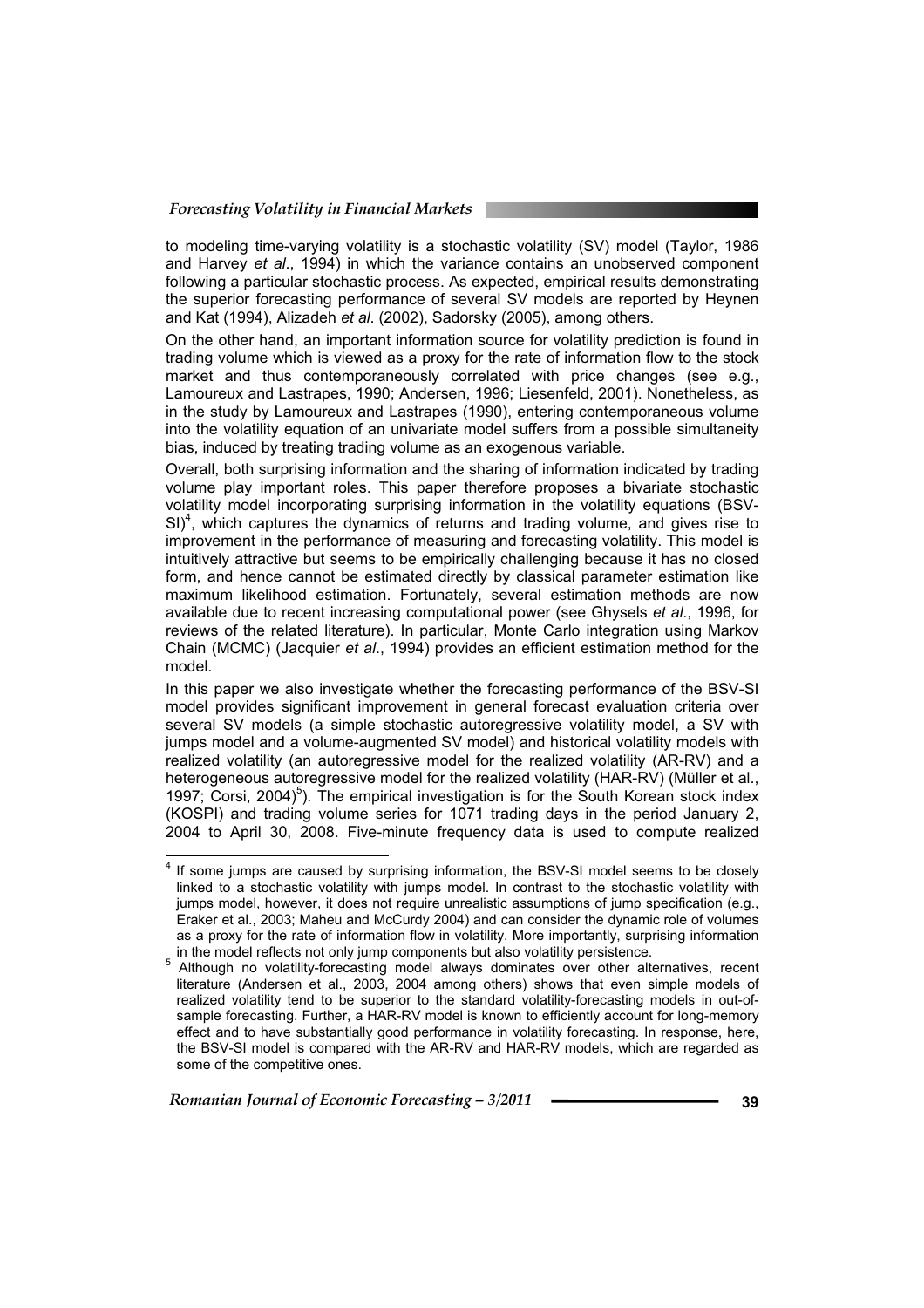to modeling time-varying volatility is a stochastic volatility (SV) model (Taylor, 1986 and Harvey *et al*., 1994) in which the variance contains an unobserved component following a particular stochastic process. As expected, empirical results demonstrating the superior forecasting performance of several SV models are reported by Heynen and Kat (1994), Alizadeh *et al*. (2002), Sadorsky (2005), among others.

On the other hand, an important information source for volatility prediction is found in trading volume which is viewed as a proxy for the rate of information flow to the stock market and thus contemporaneously correlated with price changes (see e.g., Lamoureux and Lastrapes, 1990; Andersen, 1996; Liesenfeld, 2001). Nonetheless, as in the study by Lamoureux and Lastrapes (1990), entering contemporaneous volume into the volatility equation of an univariate model suffers from a possible simultaneity bias, induced by treating trading volume as an exogenous variable.

Overall, both surprising information and the sharing of information indicated by trading volume play important roles. This paper therefore proposes a bivariate stochastic volatility model incorporating surprising information in the volatility equations (BSV-SI)[4], which captures the dynamics of returns and trading volume, and gives rise to improvement in the performance of measuring and forecasting volatility. This model is intuitively attractive but seems to be empirically challenging because it has no closed form, and hence cannot be estimated directly by classical parameter estimation like maximum likelihood estimation. Fortunately, several estimation methods are now available due to recent increasing computational power (see Ghysels *et al*., 1996, for reviews of the related literature). In particular, Monte Carlo integration using Markov Chain (MCMC) (Jacquier *et al*., 1994) provides an efficient estimation method for the model.

In this paper we also investigate whether the forecasting performance of the BSV-SI model provides significant improvement in general forecast evaluation criteria over several SV models (a simple stochastic autoregressive volatility model, a SV with jumps model and a volume-augmented SV model) and historical volatility models with realized volatility (an autoregressive model for the realized volatility (AR-RV) and a heterogeneous autoregressive model for the realized volatility (HAR-RV) (Müller et al., 1997; Corsi, 2004)[5]). The empirical investigation is for the South Korean stock index (KOSPI) and trading volume series for 1071 trading days in the period January 2, 2004 to April 30, 2008. Five-minute frequency data is used to compute realized

---

[4] If some jumps are caused by surprising information, the BSV-SI model seems to be closely linked to a stochastic volatility with jumps model. In contrast to the stochastic volatility with jumps model, however, it does not require unrealistic assumptions of jump specification (e.g., Eraker et al., 2003; Maheu and McCurdy 2004) and can consider the dynamic role of volumes as a proxy for the rate of information flow in volatility. More importantly, surprising information in the model reflects not only jump components but also volatility persistence.

[5] Although no volatility-forecasting model always dominates over other alternatives, recent literature (Andersen et al., 2003, 2004 among others) shows that even simple models of realized volatility tend to be superior to the standard volatility-forecasting models in out-of-sample forecasting. Further, a HAR-RV model is known to efficiently account for long-memory effect and to have substantially good performance in volatility forecasting. In response, here, the BSV-SI model is compared with the AR-RV and HAR-RV models, which are regarded as some of the competitive ones.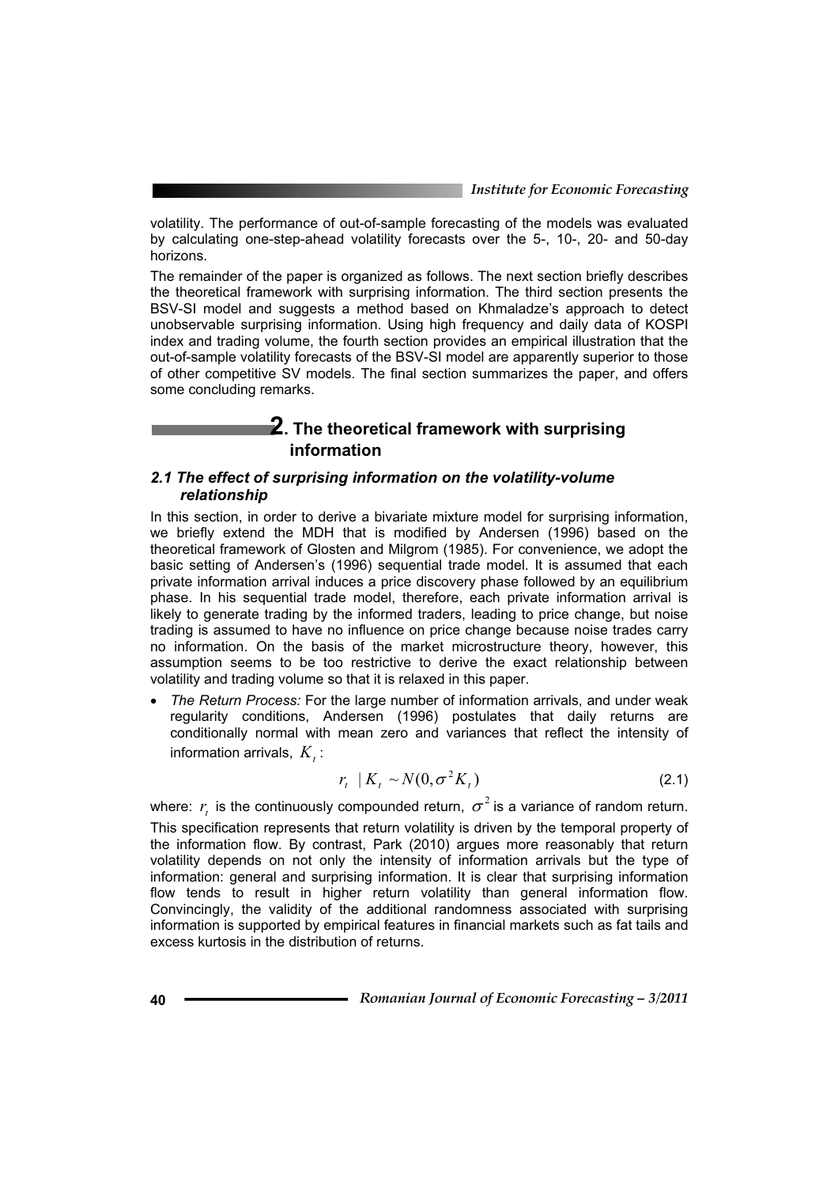volatility. The performance of out-of-sample forecasting of the models was evaluated by calculating one-step-ahead volatility forecasts over the 5-, 10-, 20- and 50-day horizons.

The remainder of the paper is organized as follows. The next section briefly describes the theoretical framework with surprising information. The third section presents the BSV-SI model and suggests a method based on Khmaladze's approach to detect unobservable surprising information. Using high frequency and daily data of KOSPI index and trading volume, the fourth section provides an empirical illustration that the out-of-sample volatility forecasts of the BSV-SI model are apparently superior to those of other competitive SV models. The final section summarizes the paper, and offers some concluding remarks.

## 2. The theoretical framework with surprising information

### *2.1 The effect of surprising information on the volatility-volume relationship*

In this section, in order to derive a bivariate mixture model for surprising information, we briefly extend the MDH that is modified by Andersen (1996) based on the theoretical framework of Glosten and Milgrom (1985). For convenience, we adopt the basic setting of Andersen's (1996) sequential trade model. It is assumed that each private information arrival induces a price discovery phase followed by an equilibrium phase. In his sequential trade model, therefore, each private information arrival is likely to generate trading by the informed traders, leading to price change, but noise trading is assumed to have no influence on price change because noise trades carry no information. On the basis of the market microstructure theory, however, this assumption seems to be too restrictive to derive the exact relationship between volatility and trading volume so that it is relaxed in this paper.

- *The Return Process:* For the large number of information arrivals, and under weak regularity conditions, Andersen (1996) postulates that daily returns are conditionally normal with mean zero and variances that reflect the intensity of information arrivals, $K_t$:

$$r_t \mid K_t \sim N(0, \sigma^2 K_t) \tag{2.1}$$

where: $r_t$ is the continuously compounded return, $\sigma^2$ is a variance of random return. This specification represents that return volatility is driven by the temporal property of the information flow. By contrast, Park (2010) argues more reasonably that return volatility depends on not only the intensity of information arrivals but the type of information: general and surprising information. It is clear that surprising information flow tends to result in higher return volatility than general information flow. Convincingly, the validity of the additional randomness associated with surprising information is supported by empirical features in financial markets such as fat tails and excess kurtosis in the distribution of returns.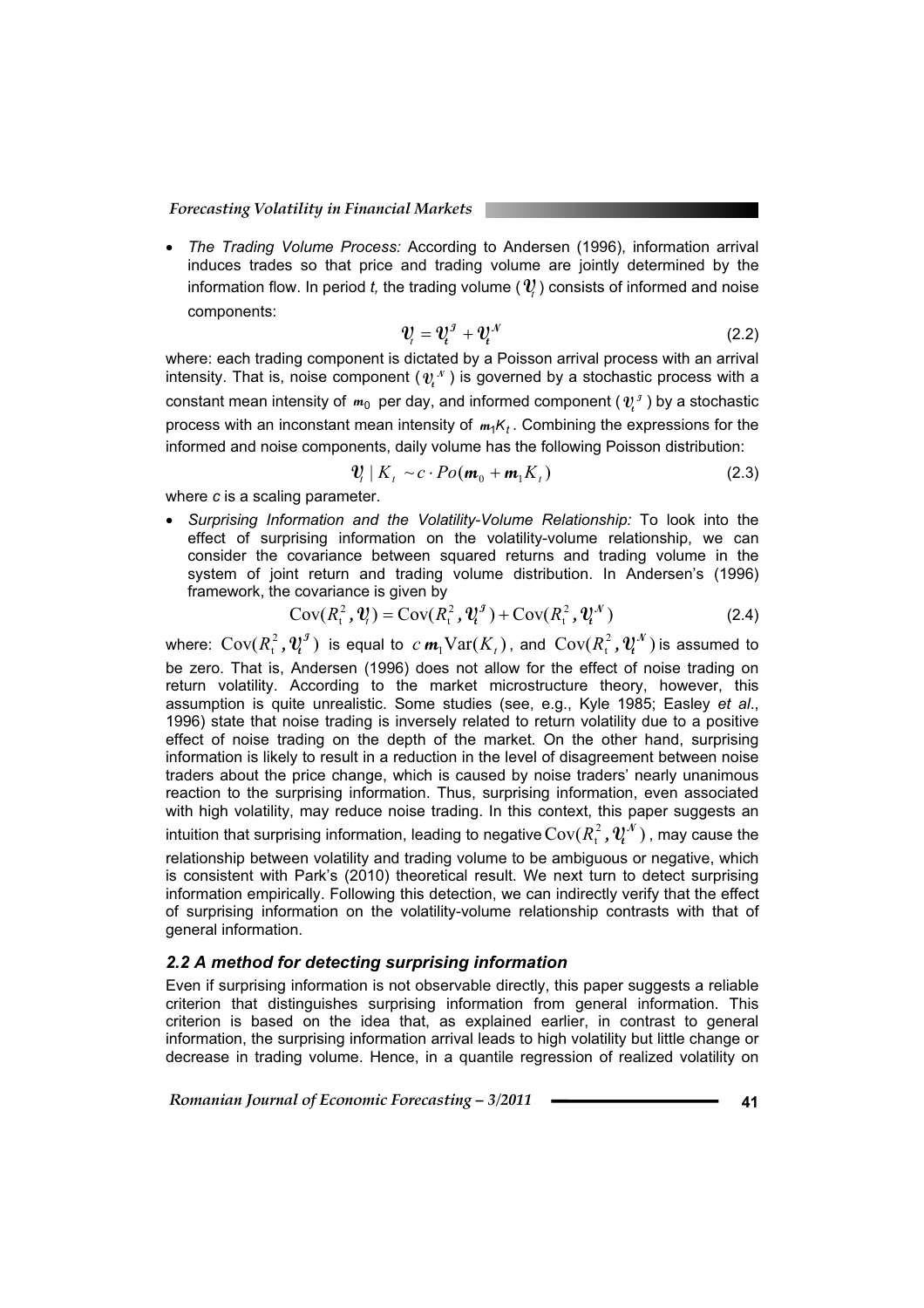- *The Trading Volume Process:* According to Andersen (1996), information arrival induces trades so that price and trading volume are jointly determined by the information flow. In period *t,* the trading volume ($\mathcal{V}_t$) consists of informed and noise components:

$$\mathcal{V}_t = \mathcal{V}_t^{\mathcal{I}} + \mathcal{V}_t^{\mathcal{N}} \tag{2.2}$$

where: each trading component is dictated by a Poisson arrival process with an arrival intensity. That is, noise component ($\mathcal{V}_t^{\mathcal{N}}$) is governed by a stochastic process with a constant mean intensity of $m_0$ per day, and informed component ($\mathcal{V}_t^{\mathcal{I}}$) by a stochastic process with an inconstant mean intensity of $m_1 K_t$. Combining the expressions for the informed and noise components, daily volume has the following Poisson distribution:

$$\mathcal{V}_t \mid K_t \sim c \cdot Po(m_0 + m_1 K_t) \tag{2.3}$$

where *c* is a scaling parameter.

- *Surprising Information and the Volatility-Volume Relationship:* To look into the effect of surprising information on the volatility-volume relationship, we can consider the covariance between squared returns and trading volume in the system of joint return and trading volume distribution. In Andersen's (1996) framework, the covariance is given by

$$\mathrm{Cov}(R_t^2, \mathcal{V}_t) = \mathrm{Cov}(R_t^2, \mathcal{V}_t^{\mathcal{I}}) + \mathrm{Cov}(R_t^2, \mathcal{V}_t^{\mathcal{N}}) \tag{2.4}$$

where: $\mathrm{Cov}(R_t^2, \mathcal{V}_t^{\mathcal{I}})$ is equal to $c\, m_1 \mathrm{Var}(K_t)$, and $\mathrm{Cov}(R_t^2, \mathcal{V}_t^{\mathcal{N}})$ is assumed to be zero. That is, Andersen (1996) does not allow for the effect of noise trading on return volatility. According to the market microstructure theory, however, this assumption is quite unrealistic. Some studies (see, e.g., Kyle 1985; Easley *et al*., 1996) state that noise trading is inversely related to return volatility due to a positive effect of noise trading on the depth of the market. On the other hand, surprising information is likely to result in a reduction in the level of disagreement between noise traders about the price change, which is caused by noise traders' nearly unanimous reaction to the surprising information. Thus, surprising information, even associated with high volatility, may reduce noise trading. In this context, this paper suggests an intuition that surprising information, leading to negative $\mathrm{Cov}(R_t^2, \mathcal{V}_t^{\mathcal{N}})$, may cause the relationship between volatility and trading volume to be ambiguous or negative, which is consistent with Park's (2010) theoretical result. We next turn to detect surprising information empirically. Following this detection, we can indirectly verify that the effect of surprising information on the volatility-volume relationship contrasts with that of general information.

### *2.2 A method for detecting surprising information*

Even if surprising information is not observable directly, this paper suggests a reliable criterion that distinguishes surprising information from general information. This criterion is based on the idea that, as explained earlier, in contrast to general information, the surprising information arrival leads to high volatility but little change or decrease in trading volume. Hence, in a quantile regression of realized volatility on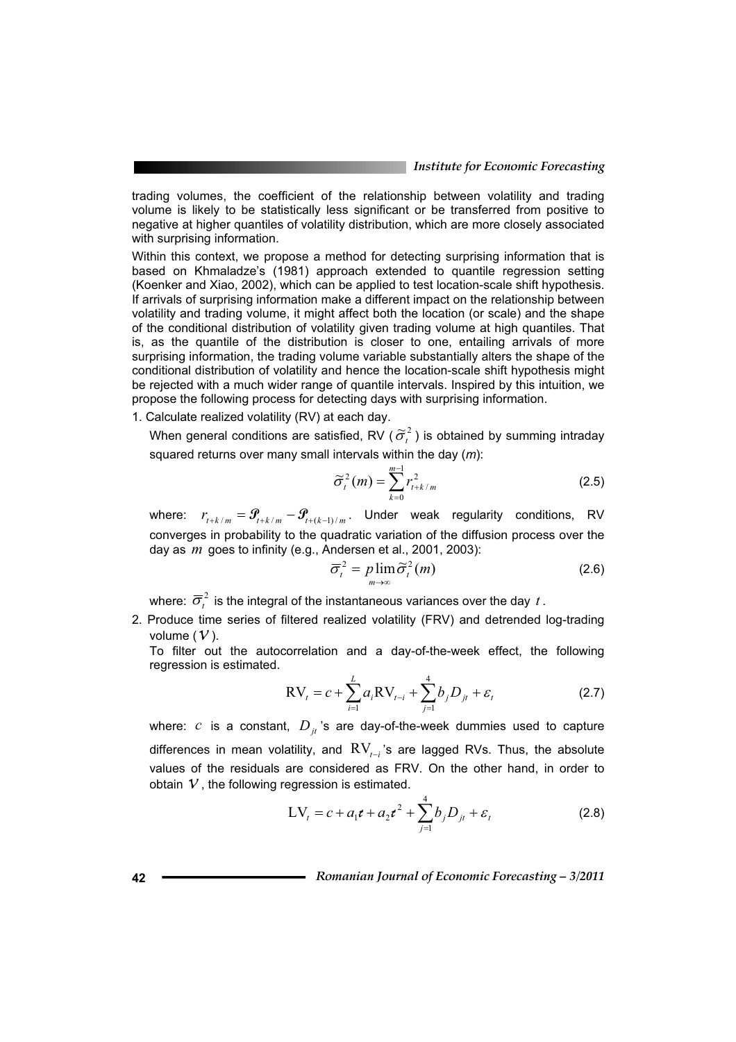trading volumes, the coefficient of the relationship between volatility and trading volume is likely to be statistically less significant or be transferred from positive to negative at higher quantiles of volatility distribution, which are more closely associated with surprising information.

Within this context, we propose a method for detecting surprising information that is based on Khmaladze's (1981) approach extended to quantile regression setting (Koenker and Xiao, 2002), which can be applied to test location-scale shift hypothesis. If arrivals of surprising information make a different impact on the relationship between volatility and trading volume, it might affect both the location (or scale) and the shape of the conditional distribution of volatility given trading volume at high quantiles. That is, as the quantile of the distribution is closer to one, entailing arrivals of more surprising information, the trading volume variable substantially alters the shape of the conditional distribution of volatility and hence the location-scale shift hypothesis might be rejected with a much wider range of quantile intervals. Inspired by this intuition, we propose the following process for detecting days with surprising information.

1. Calculate realized volatility (RV) at each day.

   When general conditions are satisfied, RV ($\tilde{\sigma}_t^2$) is obtained by summing intraday squared returns over many small intervals within the day ($m$):

$$\tilde{\sigma}_t^2(m) = \sum_{k=0}^{m-1} r_{t+k/m}^2 \tag{2.5}$$

   where: $r_{t+k/m} = \mathcal{P}_{t+k/m} - \mathcal{P}_{t+(k-1)/m}$. Under weak regularity conditions, RV converges in probability to the quadratic variation of the diffusion process over the day as $m$ goes to infinity (e.g., Andersen et al., 2001, 2003):

$$\bar{\sigma}_t^2 = p\lim_{m\to\infty} \tilde{\sigma}_t^2(m) \tag{2.6}$$

   where: $\bar{\sigma}_t^2$ is the integral of the instantaneous variances over the day $t$.

2. Produce time series of filtered realized volatility (FRV) and detrended log-trading volume ($\mathcal{V}$).

   To filter out the autocorrelation and a day-of-the-week effect, the following regression is estimated.

$$\mathrm{RV}_t = c + \sum_{i=1}^{L} a_i \mathrm{RV}_{t-i} + \sum_{j=1}^{4} b_j D_{jt} + \varepsilon_t \tag{2.7}$$

   where: $c$ is a constant, $D_{jt}$'s are day-of-the-week dummies used to capture differences in mean volatility, and $\mathrm{RV}_{t-i}$'s are lagged RVs. Thus, the absolute values of the residuals are considered as FRV. On the other hand, in order to obtain $\mathcal{V}$, the following regression is estimated.

$$\mathrm{LV}_t = c + a_1 t + a_2 t^2 + \sum_{j=1}^{4} b_j D_{jt} + \varepsilon_t \tag{2.8}$$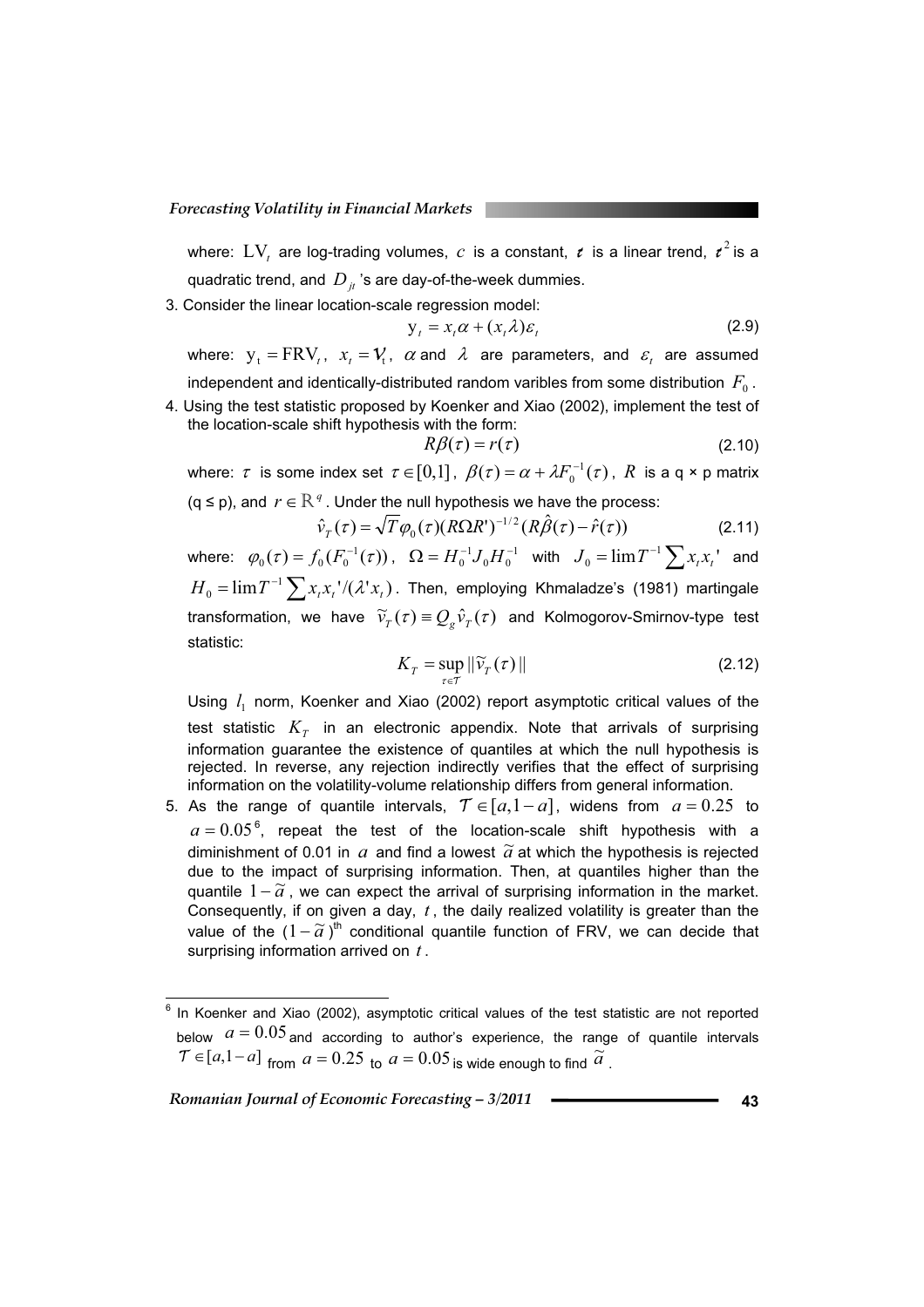where: $\mathrm{LV}_t$ are log-trading volumes, $c$ is a constant, $t$ is a linear trend, $t^2$ is a quadratic trend, and $D_{jt}$'s are day-of-the-week dummies.

3. Consider the linear location-scale regression model:

$$\mathrm{y}_t = x_t \alpha + (x_t \lambda)\varepsilon_t \tag{2.9}$$

where: $\mathrm{y}_t = \mathrm{FRV}_t$, $x_t = \mathcal{V}_t$, $\alpha$ and $\lambda$ are parameters, and $\varepsilon_t$ are assumed independent and identically-distributed random varibles from some distribution $F_0$.

4. Using the test statistic proposed by Koenker and Xiao (2002), implement the test of the location-scale shift hypothesis with the form:

$$R\beta(\tau) = r(\tau) \tag{2.10}$$

where: $\tau$ is some index set $\tau \in [0,1]$, $\beta(\tau) = \alpha + \lambda F_0^{-1}(\tau)$, $R$ is a q × p matrix (q ≤ p), and $r \in \mathbb{R}^q$. Under the null hypothesis we have the process:

$$\hat{v}_T(\tau) = \sqrt{T}\varphi_0(\tau)(R\Omega R')^{-1/2}(R\hat{\beta}(\tau) - \hat{r}(\tau)) \tag{2.11}$$

where: $\varphi_0(\tau) = f_0(F_0^{-1}(\tau))$, $\Omega = H_0^{-1} J_0 H_0^{-1}$ with $J_0 = \lim T^{-1}\sum x_t x_t'$ and $H_0 = \lim T^{-1}\sum x_t x_t'/(\lambda' x_t)$. Then, employing Khmaladze's (1981) martingale transformation, we have $\widetilde{v}_T(\tau) \equiv Q_g \hat{v}_T(\tau)$ and Kolmogorov-Smirnov-type test statistic:

$$K_T = \sup_{\tau \in \mathcal{T}} \| \widetilde{v}_T(\tau) \| \tag{2.12}$$

Using $l_1$ norm, Koenker and Xiao (2002) report asymptotic critical values of the test statistic $K_T$ in an electronic appendix. Note that arrivals of surprising information guarantee the existence of quantiles at which the null hypothesis is rejected. In reverse, any rejection indirectly verifies that the effect of surprising information on the volatility-volume relationship differs from general information.

5. As the range of quantile intervals, $\mathcal{T} \in [a, 1-a]$, widens from $a = 0.25$ to $a = 0.05$[6], repeat the test of the location-scale shift hypothesis with a diminishment of 0.01 in $a$ and find a lowest $\widetilde{a}$ at which the hypothesis is rejected due to the impact of surprising information. Then, at quantiles higher than the quantile $1-\widetilde{a}$, we can expect the arrival of surprising information in the market. Consequently, if on given a day, $t$, the daily realized volatility is greater than the value of the $(1-\widetilde{a})^{\text{th}}$ conditional quantile function of FRV, we can decide that surprising information arrived on $t$.

---

[6] In Koenker and Xiao (2002), asymptotic critical values of the test statistic are not reported below $a = 0.05$ and according to author's experience, the range of quantile intervals $\mathcal{T} \in [a, 1-a]$ from $a = 0.25$ to $a = 0.05$ is wide enough to find $\widetilde{a}$.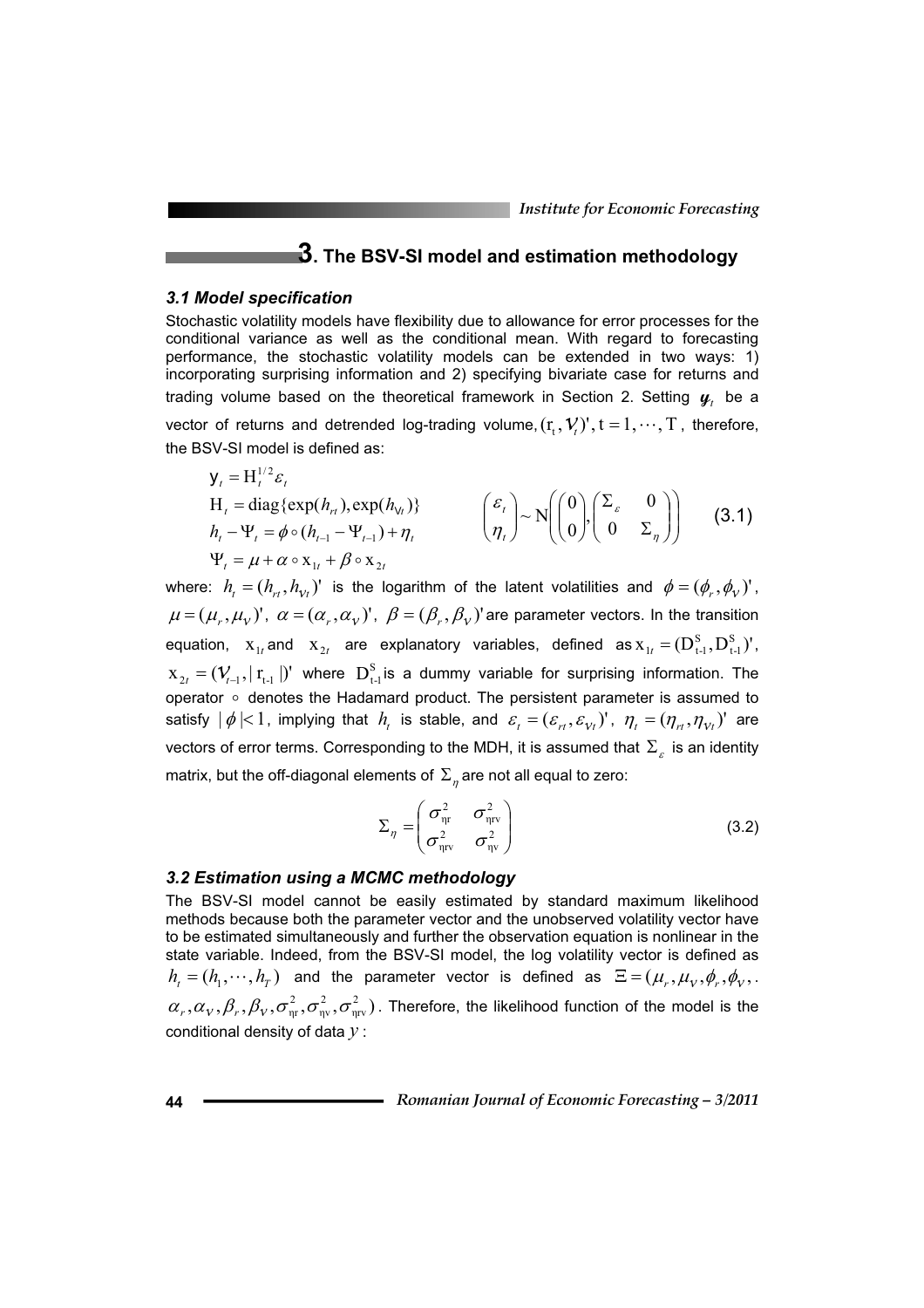# 3. The BSV-SI model and estimation methodology

### 3.1 Model specification

Stochastic volatility models have flexibility due to allowance for error processes for the conditional variance as well as the conditional mean. With regard to forecasting performance, the stochastic volatility models can be extended in two ways: 1) incorporating surprising information and 2) specifying bivariate case for returns and trading volume based on the theoretical framework in Section 2. Setting $\boldsymbol{y}_t$ be a vector of returns and detrended log-trading volume, $(r_t, \mathcal{V}_t)', t = 1, \cdots, T$, therefore, the BSV-SI model is defined as:

$$
\begin{aligned}
y_t &= H_t^{1/2}\varepsilon_t \\
H_t &= \text{diag}\{\exp(h_{rt}), \exp(h_{\mathcal{V}t})\} \\
h_t - \Psi_t &= \phi \circ (h_{t-1} - \Psi_{t-1}) + \eta_t \\
\Psi_t &= \mu + \alpha \circ x_{1t} + \beta \circ x_{2t}
\end{aligned}
\qquad
\begin{pmatrix} \varepsilon_t \\ \eta_t \end{pmatrix} \sim N\left(\begin{pmatrix} 0 \\ 0 \end{pmatrix}, \begin{pmatrix} \Sigma_\varepsilon & 0 \\ 0 & \Sigma_\eta \end{pmatrix}\right) \tag{3.1}
$$

where: $h_t = (h_{rt}, h_{\mathcal{V}t})'$ is the logarithm of the latent volatilities and $\phi = (\phi_r, \phi_\mathcal{V})'$, $\mu = (\mu_r, \mu_\mathcal{V})'$, $\alpha = (\alpha_r, \alpha_\mathcal{V})'$, $\beta = (\beta_r, \beta_\mathcal{V})'$ are parameter vectors. In the transition equation, $x_{1t}$ and $x_{2t}$ are explanatory variables, defined as $x_{1t} = (D^S_{t-1}, D^S_{t-1})'$, $x_{2t} = (\mathcal{V}_{t-1}, |r_{t-1}|)'$ where $D^S_{t-1}$ is a dummy variable for surprising information. The operator $\circ$ denotes the Hadamard product. The persistent parameter is assumed to satisfy $|\phi| < 1$, implying that $h_t$ is stable, and $\varepsilon_t = (\varepsilon_{rt}, \varepsilon_{\mathcal{V}t})'$, $\eta_t = (\eta_{rt}, \eta_{\mathcal{V}t})'$ are vectors of error terms. Corresponding to the MDH, it is assumed that $\Sigma_\varepsilon$ is an identity matrix, but the off-diagonal elements of $\Sigma_\eta$ are not all equal to zero:

$$
\Sigma_\eta = \begin{pmatrix} \sigma^2_{\eta r} & \sigma^2_{\eta rv} \\ \sigma^2_{\eta rv} & \sigma^2_{\eta v} \end{pmatrix} \tag{3.2}
$$

### 3.2 Estimation using a MCMC methodology

The BSV-SI model cannot be easily estimated by standard maximum likelihood methods because both the parameter vector and the unobserved volatility vector have to be estimated simultaneously and further the observation equation is nonlinear in the state variable. Indeed, from the BSV-SI model, the log volatility vector is defined as $h_t = (h_1, \cdots, h_T)$ and the parameter vector is defined as $\Xi = (\mu_r, \mu_\mathcal{V}, \phi_r, \phi_\mathcal{V}, \alpha_r, \alpha_\mathcal{V}, \beta_r, \beta_\mathcal{V}, \sigma^2_{\eta r}, \sigma^2_{\eta v}, \sigma^2_{\eta rv})$. Therefore, the likelihood function of the model is the conditional density of data $y$: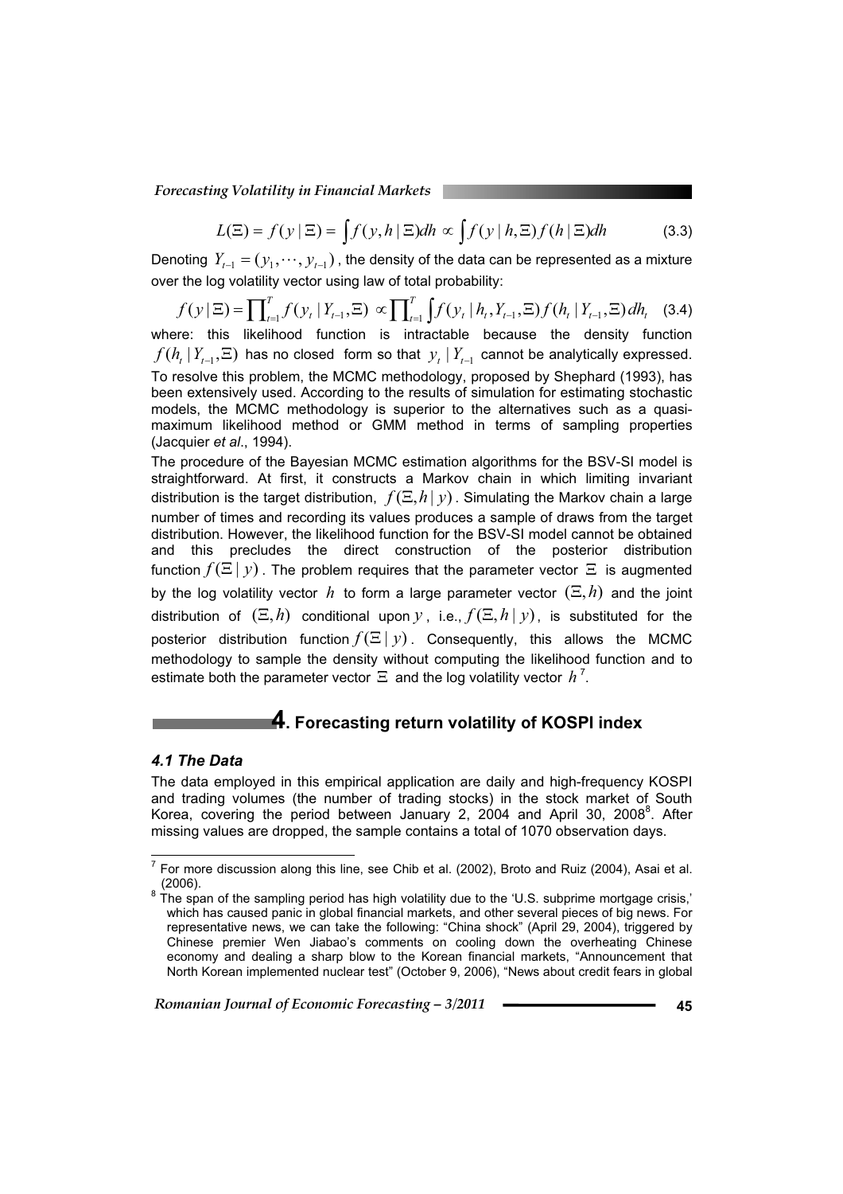$$L(\Xi) = f(y \mid \Xi) = \int f(y, h \mid \Xi) dh \propto \int f(y \mid h, \Xi) f(h \mid \Xi) dh \tag{3.3}$$

Denoting $Y_{t-1} = (y_1, \cdots, y_{t-1})$, the density of the data can be represented as a mixture over the log volatility vector using law of total probability:

$$f(y \mid \Xi) = \prod_{t=1}^{T} f(y_t \mid Y_{t-1}, \Xi) \propto \prod_{t=1}^{T} \int f(y_t \mid h_t, Y_{t-1}, \Xi) f(h_t \mid Y_{t-1}, \Xi) \, dh_t \tag{3.4}$$

where: this likelihood function is intractable because the density function $f(h_t \mid Y_{t-1}, \Xi)$ has no closed form so that $y_t \mid Y_{t-1}$ cannot be analytically expressed. To resolve this problem, the MCMC methodology, proposed by Shephard (1993), has been extensively used. According to the results of simulation for estimating stochastic models, the MCMC methodology is superior to the alternatives such as a quasi-maximum likelihood method or GMM method in terms of sampling properties (Jacquier *et al*., 1994).

The procedure of the Bayesian MCMC estimation algorithms for the BSV-SI model is straightforward. At first, it constructs a Markov chain in which limiting invariant distribution is the target distribution, $f(\Xi, h \mid y)$. Simulating the Markov chain a large number of times and recording its values produces a sample of draws from the target distribution. However, the likelihood function for the BSV-SI model cannot be obtained and this precludes the direct construction of the posterior distribution function $f(\Xi \mid y)$. The problem requires that the parameter vector $\Xi$ is augmented by the log volatility vector $h$ to form a large parameter vector $(\Xi, h)$ and the joint distribution of $(\Xi, h)$ conditional upon $y$, i.e., $f(\Xi, h \mid y)$, is substituted for the posterior distribution function $f(\Xi \mid y)$. Consequently, this allows the MCMC methodology to sample the density without computing the likelihood function and to estimate both the parameter vector $\Xi$ and the log volatility vector $h$[7].

# 4. Forecasting return volatility of KOSPI index

### *4.1 The Data*

The data employed in this empirical application are daily and high-frequency KOSPI and trading volumes (the number of trading stocks) in the stock market of South Korea, covering the period between January 2, 2004 and April 30, 2008[8]. After missing values are dropped, the sample contains a total of 1070 observation days.

---

[7] For more discussion along this line, see Chib et al. (2002), Broto and Ruiz (2004), Asai et al. (2006).

[8] The span of the sampling period has high volatility due to the 'U.S. subprime mortgage crisis,' which has caused panic in global financial markets, and other several pieces of big news. For representative news, we can take the following: "China shock" (April 29, 2004), triggered by Chinese premier Wen Jiabao's comments on cooling down the overheating Chinese economy and dealing a sharp blow to the Korean financial markets, "Announcement that North Korean implemented nuclear test" (October 9, 2006), "News about credit fears in global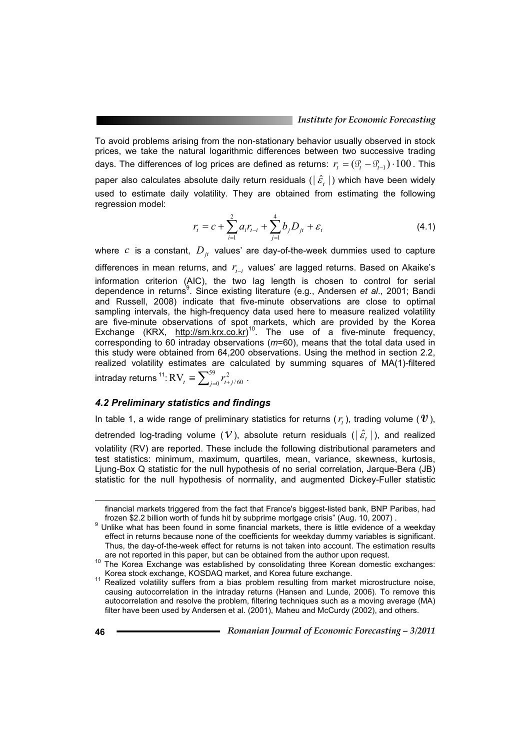To avoid problems arising from the non-stationary behavior usually observed in stock prices, we take the natural logarithmic differences between two successive trading days. The differences of log prices are defined as returns: $r_t = (\wp_t - \wp_{t-1}) \cdot 100$. This paper also calculates absolute daily return residuals ($|\hat{\varepsilon}_t|$) which have been widely used to estimate daily volatility. They are obtained from estimating the following regression model:

$$r_t = c + \sum_{i=1}^{2} a_i r_{t-i} + \sum_{j=1}^{4} b_j D_{jt} + \varepsilon_t \tag{4.1}$$

where $c$ is a constant, $D_{jt}$ values' are day-of-the-week dummies used to capture differences in mean returns, and $r_{t-i}$ values' are lagged returns. Based on Akaike's information criterion (AIC), the two lag length is chosen to control for serial dependence in returns[9]. Since existing literature (e.g., Andersen *et al*., 2001; Bandi and Russell, 2008) indicate that five-minute observations are close to optimal sampling intervals, the high-frequency data used here to measure realized volatility are five-minute observations of spot markets, which are provided by the Korea Exchange (KRX, http://sm.krx.co.kr)[10]. The use of a five-minute frequency, corresponding to 60 intraday observations (*m*=60), means that the total data used in this study were obtained from 64,200 observations. Using the method in section 2.2, realized volatility estimates are calculated by summing squares of MA(1)-filtered intraday returns[11]: $\mathrm{RV}_t \equiv \sum_{j=0}^{59} r_{t+j/60}^2$.

### *4.2 Preliminary statistics and findings*

In table 1, a wide range of preliminary statistics for returns ($r_t$), trading volume ($\upsilon$), detrended log-trading volume ($V$), absolute return residuals ($|\hat{\varepsilon}_t|$), and realized volatility (RV) are reported. These include the following distributional parameters and test statistics: minimum, maximum, quartiles, mean, variance, skewness, kurtosis, Ljung-Box Q statistic for the null hypothesis of no serial correlation, Jarque-Bera (JB) statistic for the null hypothesis of normality, and augmented Dickey-Fuller statistic

financial markets triggered from the fact that France's biggest-listed bank, BNP Paribas, had frozen $2.2 billion worth of funds hit by subprime mortgage crisis" (Aug. 10, 2007) .

[9] Unlike what has been found in some financial markets, there is little evidence of a weekday effect in returns because none of the coefficients for weekday dummy variables is significant. Thus, the day-of-the-week effect for returns is not taken into account. The estimation results are not reported in this paper, but can be obtained from the author upon request.

[10] The Korea Exchange was established by consolidating three Korean domestic exchanges: Korea stock exchange, KOSDAQ market, and Korea future exchange.

[11] Realized volatility suffers from a bias problem resulting from market microstructure noise, causing autocorrelation in the intraday returns (Hansen and Lunde, 2006). To remove this autocorrelation and resolve the problem, filtering techniques such as a moving average (MA) filter have been used by Andersen et al. (2001), Maheu and McCurdy (2002), and others.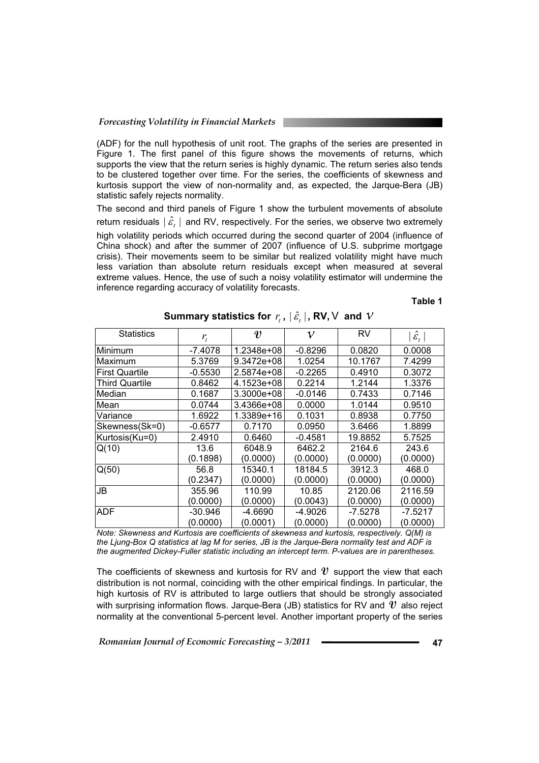(ADF) for the null hypothesis of unit root. The graphs of the series are presented in Figure 1. The first panel of this figure shows the movements of returns, which supports the view that the return series is highly dynamic. The return series also tends to be clustered together over time. For the series, the coefficients of skewness and kurtosis support the view of non-normality and, as expected, the Jarque-Bera (JB) statistic safely rejects normality.

The second and third panels of Figure 1 show the turbulent movements of absolute return residuals $|\hat{\varepsilon}_t|$ and RV, respectively. For the series, we observe two extremely high volatility periods which occurred during the second quarter of 2004 (influence of China shock) and after the summer of 2007 (influence of U.S. subprime mortgage crisis). Their movements seem to be similar but realized volatility might have much less variation than absolute return residuals except when measured at several extreme values. Hence, the use of such a noisy volatility estimator will undermine the inference regarding accuracy of volatility forecasts.

**Table 1**

**Summary statistics for $r_t$, $|\hat{\varepsilon}_t|$, RV, $\mathcal{V}$ and $v$**

| Statistics | $r_t$ | $\mathcal{V}$ | $v$ | RV | $\|\hat{\varepsilon}_t\|$ |
|---|---|---|---|---|---|
| Minimum | -7.4078 | 1.2348e+08 | -0.8296 | 0.0820 | 0.0008 |
| Maximum | 5.3769 | 9.3472e+08 | 1.0254 | 10.1767 | 7.4299 |
| First Quartile | -0.5530 | 2.5874e+08 | -0.2265 | 0.4910 | 0.3072 |
| Third Quartile | 0.8462 | 4.1523e+08 | 0.2214 | 1.2144 | 1.3376 |
| Median | 0.1687 | 3.3000e+08 | -0.0146 | 0.7433 | 0.7146 |
| Mean | 0.0744 | 3.4366e+08 | 0.0000 | 1.0144 | 0.9510 |
| Variance | 1.6922 | 1.3389e+16 | 0.1031 | 0.8938 | 0.7750 |
| Skewness(Sk=0) | -0.6577 | 0.7170 | 0.0950 | 3.6466 | 1.8899 |
| Kurtosis(Ku=0) | 2.4910 | 0.6460 | -0.4581 | 19.8852 | 5.7525 |
| Q(10) | 13.6<br>(0.1898) | 6048.9<br>(0.0000) | 6462.2<br>(0.0000) | 2164.6<br>(0.0000) | 243.6<br>(0.0000) |
| Q(50) | 56.8<br>(0.2347) | 15340.1<br>(0.0000) | 18184.5<br>(0.0000) | 3912.3<br>(0.0000) | 468.0<br>(0.0000) |
| JB | 355.96<br>(0.0000) | 110.99<br>(0.0000) | 10.85<br>(0.0043) | 2120.06<br>(0.0000) | 2116.59<br>(0.0000) |
| ADF | -30.946<br>(0.0000) | -4.6690<br>(0.0001) | -4.9026<br>(0.0000) | -7.5278<br>(0.0000) | -7.5217<br>(0.0000) |

*Note: Skewness and Kurtosis are coefficients of skewness and kurtosis, respectively. Q(M) is the Ljung-Box Q statistics at lag M for series, JB is the Jarque-Bera normality test and ADF is the augmented Dickey-Fuller statistic including an intercept term. P-values are in parentheses.*

The coefficients of skewness and kurtosis for RV and $\mathcal{V}$ support the view that each distribution is not normal, coinciding with the other empirical findings. In particular, the high kurtosis of RV is attributed to large outliers that should be strongly associated with surprising information flows. Jarque-Bera (JB) statistics for RV and $\mathcal{V}$ also reject normality at the conventional 5-percent level. Another important property of the series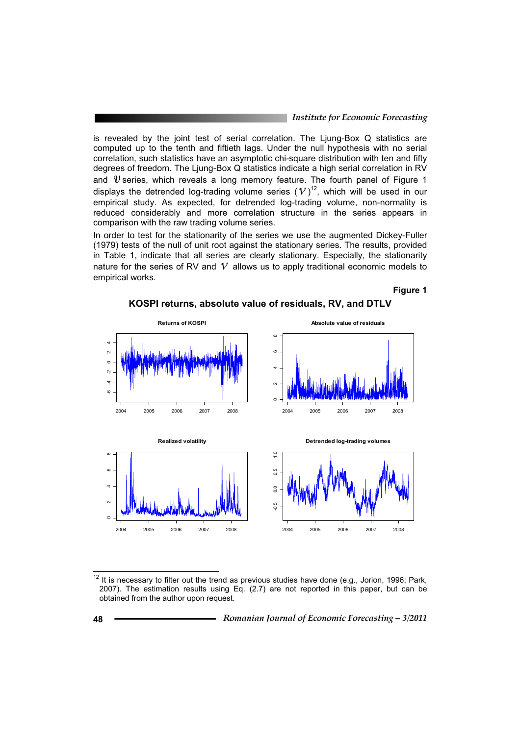is revealed by the joint test of serial correlation. The Ljung-Box Q statistics are computed up to the tenth and fiftieth lags. Under the null hypothesis with no serial correlation, such statistics have an asymptotic chi-square distribution with ten and fifty degrees of freedom. The Ljung-Box Q statistics indicate a high serial correlation in RV and $\mathcal{V}$ series, which reveals a long memory feature. The fourth panel of Figure 1 displays the detrended log-trading volume series ($\mathcal{V}$)[12], which will be used in our empirical study. As expected, for detrended log-trading volume, non-normality is reduced considerably and more correlation structure in the series appears in comparison with the raw trading volume series.

In order to test for the stationarity of the series we use the augmented Dickey-Fuller (1979) tests of the null of unit root against the stationary series. The results, provided in Table 1, indicate that all series are clearly stationary. Especially, the stationarity nature for the series of RV and $\mathcal{V}$ allows us to apply traditional economic models to empirical works.

**Figure 1**

**KOSPI returns, absolute value of residuals, RV, and DTLV**

[12] It is necessary to filter out the trend as previous studies have done (e.g., Jorion, 1996; Park, 2007). The estimation results using Eq. (2.7) are not reported in this paper, but can be obtained from the author upon request.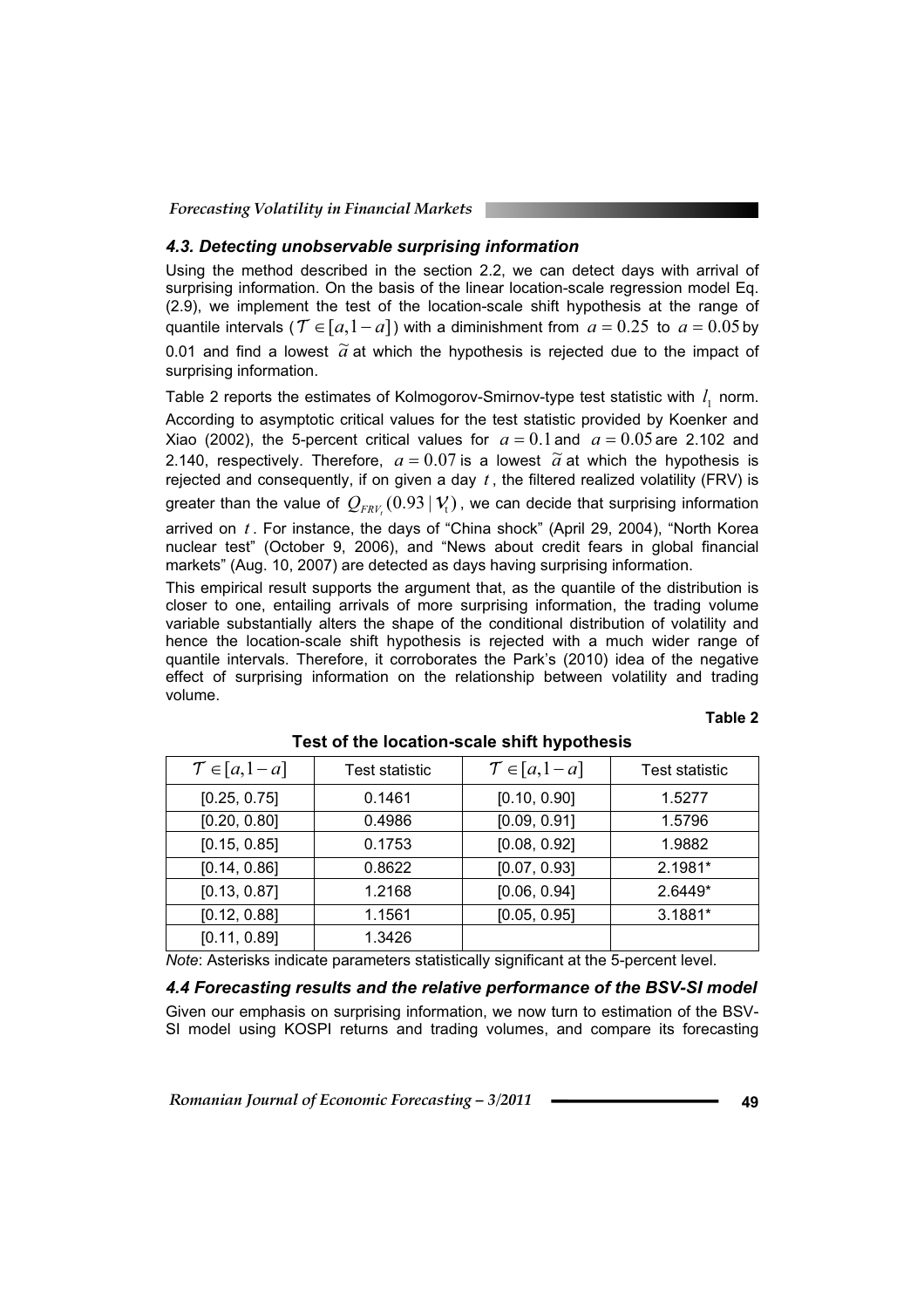### *4.3. Detecting unobservable surprising information*

Using the method described in the section 2.2, we can detect days with arrival of surprising information. On the basis of the linear location-scale regression model Eq. (2.9), we implement the test of the location-scale shift hypothesis at the range of quantile intervals ($\mathcal{T} \in [a, 1-a]$) with a diminishment from $a = 0.25$ to $a = 0.05$ by 0.01 and find a lowest $\widetilde{a}$ at which the hypothesis is rejected due to the impact of surprising information.

Table 2 reports the estimates of Kolmogorov-Smirnov-type test statistic with $l_1$ norm. According to asymptotic critical values for the test statistic provided by Koenker and Xiao (2002), the 5-percent critical values for $a = 0.1$ and $a = 0.05$ are 2.102 and 2.140, respectively. Therefore, $a = 0.07$ is a lowest $\widetilde{a}$ at which the hypothesis is rejected and consequently, if on given a day $t$, the filtered realized volatility (FRV) is greater than the value of $Q_{FRV_t}(0.93 \mid \mathcal{V}_t)$, we can decide that surprising information arrived on $t$. For instance, the days of "China shock" (April 29, 2004), "North Korea nuclear test" (October 9, 2006), and "News about credit fears in global financial markets" (Aug. 10, 2007) are detected as days having surprising information.

This empirical result supports the argument that, as the quantile of the distribution is closer to one, entailing arrivals of more surprising information, the trading volume variable substantially alters the shape of the conditional distribution of volatility and hence the location-scale shift hypothesis is rejected with a much wider range of quantile intervals. Therefore, it corroborates the Park's (2010) idea of the negative effect of surprising information on the relationship between volatility and trading volume.

**Table 2**

**Test of the location-scale shift hypothesis**

| $\mathcal{T} \in [a, 1-a]$ | Test statistic | $\mathcal{T} \in [a, 1-a]$ | Test statistic |
|---|---|---|---|
| [0.25, 0.75] | 0.1461 | [0.10, 0.90] | 1.5277 |
| [0.20, 0.80] | 0.4986 | [0.09, 0.91] | 1.5796 |
| [0.15, 0.85] | 0.1753 | [0.08, 0.92] | 1.9882 |
| [0.14, 0.86] | 0.8622 | [0.07, 0.93] | 2.1981* |
| [0.13, 0.87] | 1.2168 | [0.06, 0.94] | 2.6449* |
| [0.12, 0.88] | 1.1561 | [0.05, 0.95] | 3.1881* |
| [0.11, 0.89] | 1.3426 | | |

*Note*: Asterisks indicate parameters statistically significant at the 5-percent level.

### *4.4 Forecasting results and the relative performance of the BSV-SI model*

Given our emphasis on surprising information, we now turn to estimation of the BSV-SI model using KOSPI returns and trading volumes, and compare its forecasting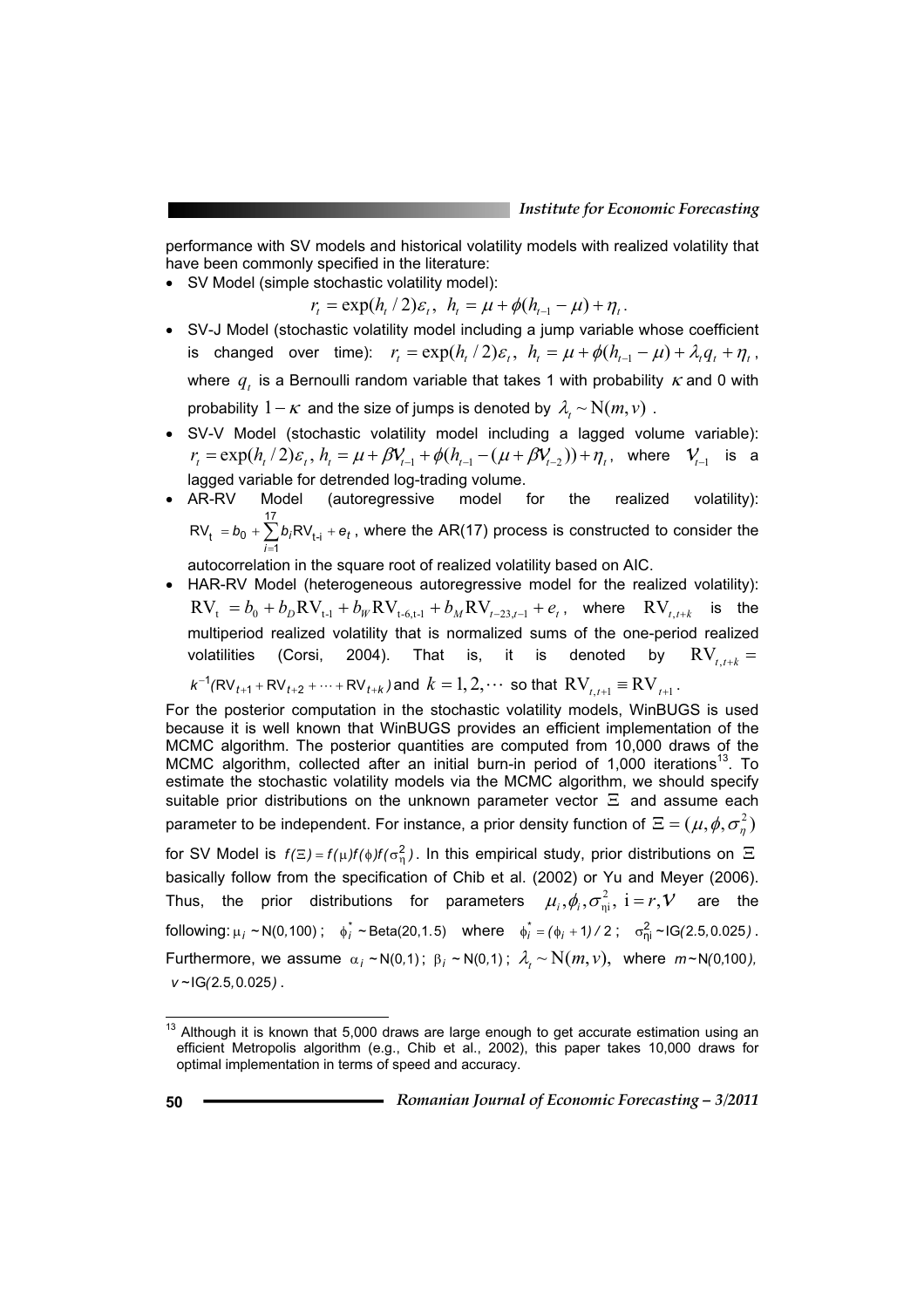performance with SV models and historical volatility models with realized volatility that have been commonly specified in the literature:

- SV Model (simple stochastic volatility model):

$$r_t = \exp(h_t / 2)\varepsilon_t,\ \ h_t = \mu + \phi(h_{t-1} - \mu) + \eta_t.$$

- SV-J Model (stochastic volatility model including a jump variable whose coefficient is changed over time): $r_t = \exp(h_t / 2)\varepsilon_t,\ h_t = \mu + \phi(h_{t-1} - \mu) + \lambda_t q_t + \eta_t$, where $q_t$ is a Bernoulli random variable that takes 1 with probability $\kappa$ and 0 with probability $1-\kappa$ and the size of jumps is denoted by $\lambda_t \sim \mathrm{N}(m, v)$.
- SV-V Model (stochastic volatility model including a lagged volume variable): $r_t = \exp(h_t / 2)\varepsilon_t,\ h_t = \mu + \beta \mathcal{V}_{t-1} + \phi(h_{t-1} - (\mu + \beta \mathcal{V}_{t-2})) + \eta_t$, where $\mathcal{V}_{t-1}$ is a lagged variable for detrended log-trading volume.
- AR-RV Model (autoregressive model for the realized volatility): $\mathrm{RV_t} = b_0 + \sum_{i=1}^{17} b_i \mathrm{RV_{t-i}} + e_t$, where the AR(17) process is constructed to consider the autocorrelation in the square root of realized volatility based on AIC.
- HAR-RV Model (heterogeneous autoregressive model for the realized volatility): $\mathrm{RV_t} = b_0 + b_D \mathrm{RV_{t-1}} + b_W \mathrm{RV_{t-6,t-1}} + b_M \mathrm{RV}_{t-23,t-1} + e_t$, where $\mathrm{RV}_{t,t+k}$ is the multiperiod realized volatility that is normalized sums of the one-period realized volatilities (Corsi, 2004). That is, it is denoted by $\mathrm{RV}_{t,t+k} = k^{-1}(\mathrm{RV}_{t+1} + \mathrm{RV}_{t+2} + \cdots + \mathrm{RV}_{t+k})$ and $k = 1, 2, \cdots$ so that $\mathrm{RV}_{t,t+1} \equiv \mathrm{RV}_{t+1}$.

For the posterior computation in the stochastic volatility models, WinBUGS is used because it is well known that WinBUGS provides an efficient implementation of the MCMC algorithm. The posterior quantities are computed from 10,000 draws of the MCMC algorithm, collected after an initial burn-in period of 1,000 iterations[13]. To estimate the stochastic volatility models via the MCMC algorithm, we should specify suitable prior distributions on the unknown parameter vector $\Xi$ and assume each parameter to be independent. For instance, a prior density function of $\Xi = (\mu, \phi, \sigma_\eta^2)$ for SV Model is $f(\Xi) = f(\mu)f(\phi)f(\sigma_\eta^2)$. In this empirical study, prior distributions on $\Xi$ basically follow from the specification of Chib et al. (2002) or Yu and Meyer (2006). Thus, the prior distributions for parameters $\mu_i, \phi_i, \sigma_{\eta i}^2,\ \mathrm{i} = r, \mathcal{V}$ are the following: $\mu_i \sim \mathrm{N}(0,100)$; $\phi_i^* \sim \mathrm{Beta}(20,1.5)$ where $\phi_i^* = (\phi_i + 1)/2$; $\sigma_{\eta i}^2 \sim \mathrm{IG}(2.5, 0.025)$. Furthermore, we assume $\alpha_i \sim \mathrm{N}(0,1)$; $\beta_i \sim \mathrm{N}(0,1)$; $\lambda_t \sim \mathrm{N}(m, v)$, where $m \sim \mathrm{N}(0,100)$, $v \sim \mathrm{IG}(2.5, 0.025)$.

[13] Although it is known that 5,000 draws are large enough to get accurate estimation using an efficient Metropolis algorithm (e.g., Chib et al., 2002), this paper takes 10,000 draws for optimal implementation in terms of speed and accuracy.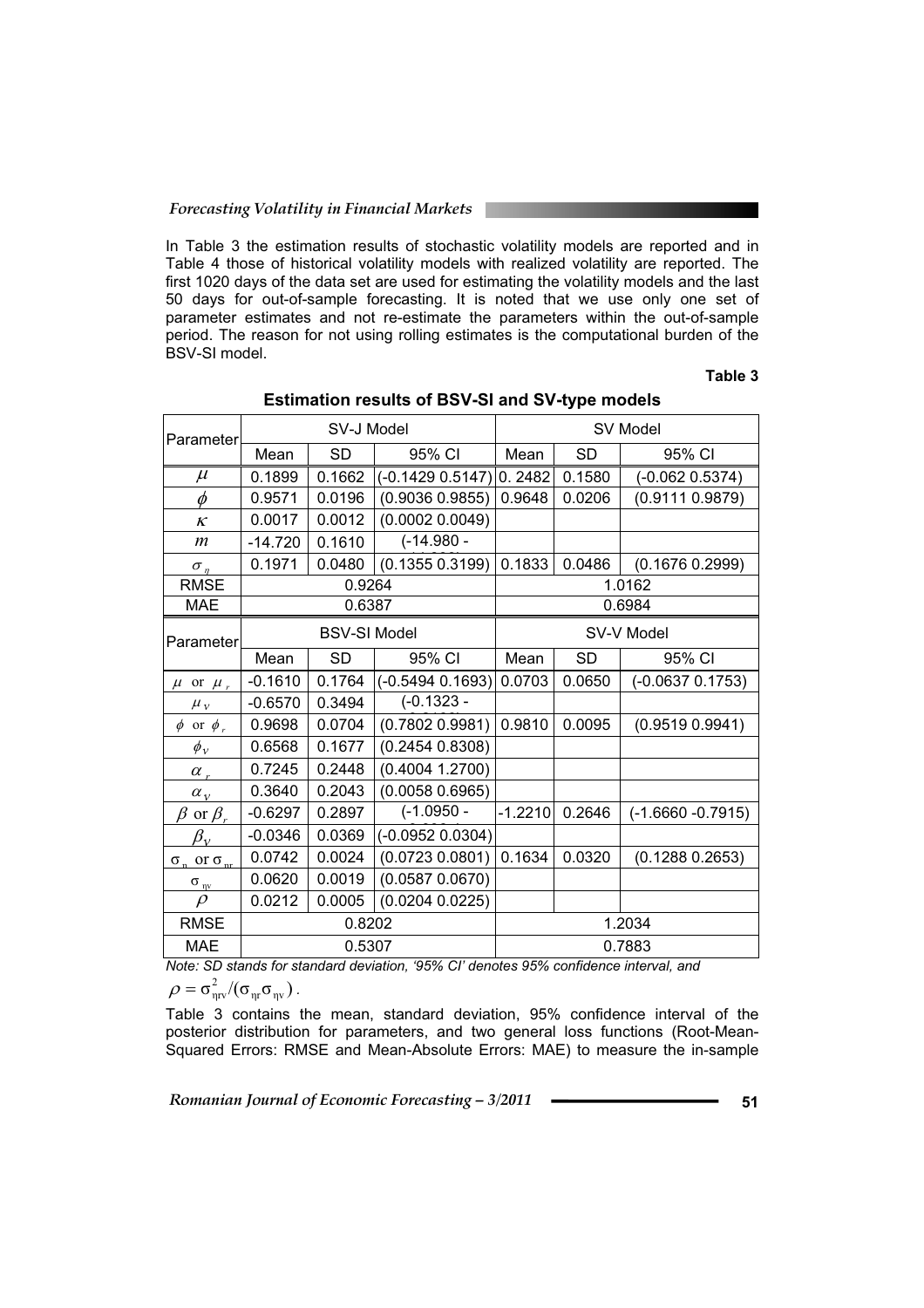In Table 3 the estimation results of stochastic volatility models are reported and in Table 4 those of historical volatility models with realized volatility are reported. The first 1020 days of the data set are used for estimating the volatility models and the last 50 days for out-of-sample forecasting. It is noted that we use only one set of parameter estimates and not re-estimate the parameters within the out-of-sample period. The reason for not using rolling estimates is the computational burden of the BSV-SI model.

**Table 3**

**Estimation results of BSV-SI and SV-type models**

| Parameter | SV-J Model | | | SV Model | | |
|---|---|---|---|---|---|---|
| | Mean | SD | 95% CI | Mean | SD | 95% CI |
| $\mu$ | 0.1899 | 0.1662 | (-0.1429 0.5147) | 0. 2482 | 0.1580 | (-0.062 0.5374) |
| $\phi$ | 0.9571 | 0.0196 | (0.9036 0.9855) | 0.9648 | 0.0206 | (0.9111 0.9879) |
| $\kappa$ | 0.0017 | 0.0012 | (0.0002 0.0049) | | | |
| $m$ | -14.720 | 0.1610 | (-14.980 - | | | |
| $\sigma_\eta$ | 0.1971 | 0.0480 | (0.1355 0.3199) | 0.1833 | 0.0486 | (0.1676 0.2999) |
| RMSE | 0.9264 | | | 1.0162 | | |
| MAE | 0.6387 | | | 0.6984 | | |
| **Parameter** | **BSV-SI Model** | | | **SV-V Model** | | |
| | Mean | SD | 95% CI | Mean | SD | 95% CI |
| $\mu$ or $\mu_r$ | -0.1610 | 0.1764 | (-0.5494 0.1693) | 0.0703 | 0.0650 | (-0.0637 0.1753) |
| $\mu_v$ | -0.6570 | 0.3494 | (-0.1323 - | | | |
| $\phi$ or $\phi_r$ | 0.9698 | 0.0704 | (0.7802 0.9981) | 0.9810 | 0.0095 | (0.9519 0.9941) |
| $\phi_v$ | 0.6568 | 0.1677 | (0.2454 0.8308) | | | |
| $\alpha_r$ | 0.7245 | 0.2448 | (0.4004 1.2700) | | | |
| $\alpha_v$ | 0.3640 | 0.2043 | (0.0058 0.6965) | | | |
| $\beta$ or $\beta_r$ | -0.6297 | 0.2897 | (-1.0950 - | -1.2210 | 0.2646 | (-1.6660 -0.7915) |
| $\beta_v$ | -0.0346 | 0.0369 | (-0.0952 0.0304) | | | |
| $\sigma_\eta$ or $\sigma_{\eta r}$ | 0.0742 | 0.0024 | (0.0723 0.0801) | 0.1634 | 0.0320 | (0.1288 0.2653) |
| $\sigma_{\eta v}$ | 0.0620 | 0.0019 | (0.0587 0.0670) | | | |
| $\rho$ | 0.0212 | 0.0005 | (0.0204 0.0225) | | | |
| RMSE | 0.8202 | | | 1.2034 | | |
| MAE | 0.5307 | | | 0.7883 | | |

*Note: SD stands for standard deviation, '95% CI' denotes 95% confidence interval, and* $\rho = \sigma^2_{\eta rv}/(\sigma_{\eta r}\sigma_{\eta v})$.

Table 3 contains the mean, standard deviation, 95% confidence interval of the posterior distribution for parameters, and two general loss functions (Root-Mean-Squared Errors: RMSE and Mean-Absolute Errors: MAE) to measure the in-sample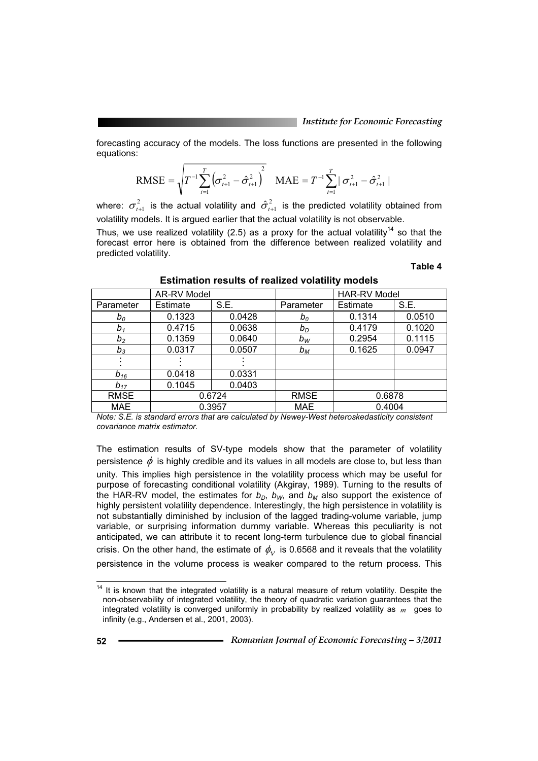forecasting accuracy of the models. The loss functions are presented in the following equations:

$$\text{RMSE} = \sqrt{T^{-1}\sum_{t=1}^{T}\left(\sigma_{t+1}^{2} - \hat{\sigma}_{t+1}^{2}\right)^{2}} \quad \text{MAE} = T^{-1}\sum_{t=1}^{T}|\,\sigma_{t+1}^{2} - \hat{\sigma}_{t+1}^{2}\,|$$

where: $\sigma_{t+1}^{2}$ is the actual volatility and $\hat{\sigma}_{t+1}^{2}$ is the predicted volatility obtained from volatility models. It is argued earlier that the actual volatility is not observable.

Thus, we use realized volatility (2.5) as a proxy for the actual volatility[14] so that the forecast error here is obtained from the difference between realized volatility and predicted volatility.

**Table 4**

**Estimation results of realized volatility models**

| | AR-RV Model | | | HAR-RV Model | |
|---|---|---|---|---|---|
| Parameter | Estimate | S.E. | Parameter | Estimate | S.E. |
| $b_0$ | 0.1323 | 0.0428 | $b_0$ | 0.1314 | 0.0510 |
| $b_1$ | 0.4715 | 0.0638 | $b_D$ | 0.4179 | 0.1020 |
| $b_2$ | 0.1359 | 0.0640 | $b_W$ | 0.2954 | 0.1115 |
| $b_3$ | 0.0317 | 0.0507 | $b_M$ | 0.1625 | 0.0947 |
| ⋮ | ⋮ | ⋮ | | | |
| $b_{16}$ | 0.0418 | 0.0331 | | | |
| $b_{17}$ | 0.1045 | 0.0403 | | | |
| RMSE | 0.6724 | | RMSE | 0.6878 | |
| MAE | 0.3957 | | MAE | 0.4004 | |

*Note: S.E. is standard errors that are calculated by Newey-West heteroskedasticity consistent covariance matrix estimator.*

The estimation results of SV-type models show that the parameter of volatility persistence $\phi$ is highly credible and its values in all models are close to, but less than unity. This implies high persistence in the volatility process which may be useful for purpose of forecasting conditional volatility (Akgiray, 1989). Turning to the results of the HAR-RV model, the estimates for $b_D$, $b_W$, and $b_M$ also support the existence of highly persistent volatility dependence. Interestingly, the high persistence in volatility is not substantially diminished by inclusion of the lagged trading-volume variable, jump variable, or surprising information dummy variable. Whereas this peculiarity is not anticipated, we can attribute it to recent long-term turbulence due to global financial crisis. On the other hand, the estimate of $\phi_V$ is 0.6568 and it reveals that the volatility persistence in the volume process is weaker compared to the return process. This

[14] It is known that the integrated volatility is a natural measure of return volatility. Despite the non-observability of integrated volatility, the theory of quadratic variation guarantees that the integrated volatility is converged uniformly in probability by realized volatility as $m$ goes to infinity (e.g., Andersen et al., 2001, 2003).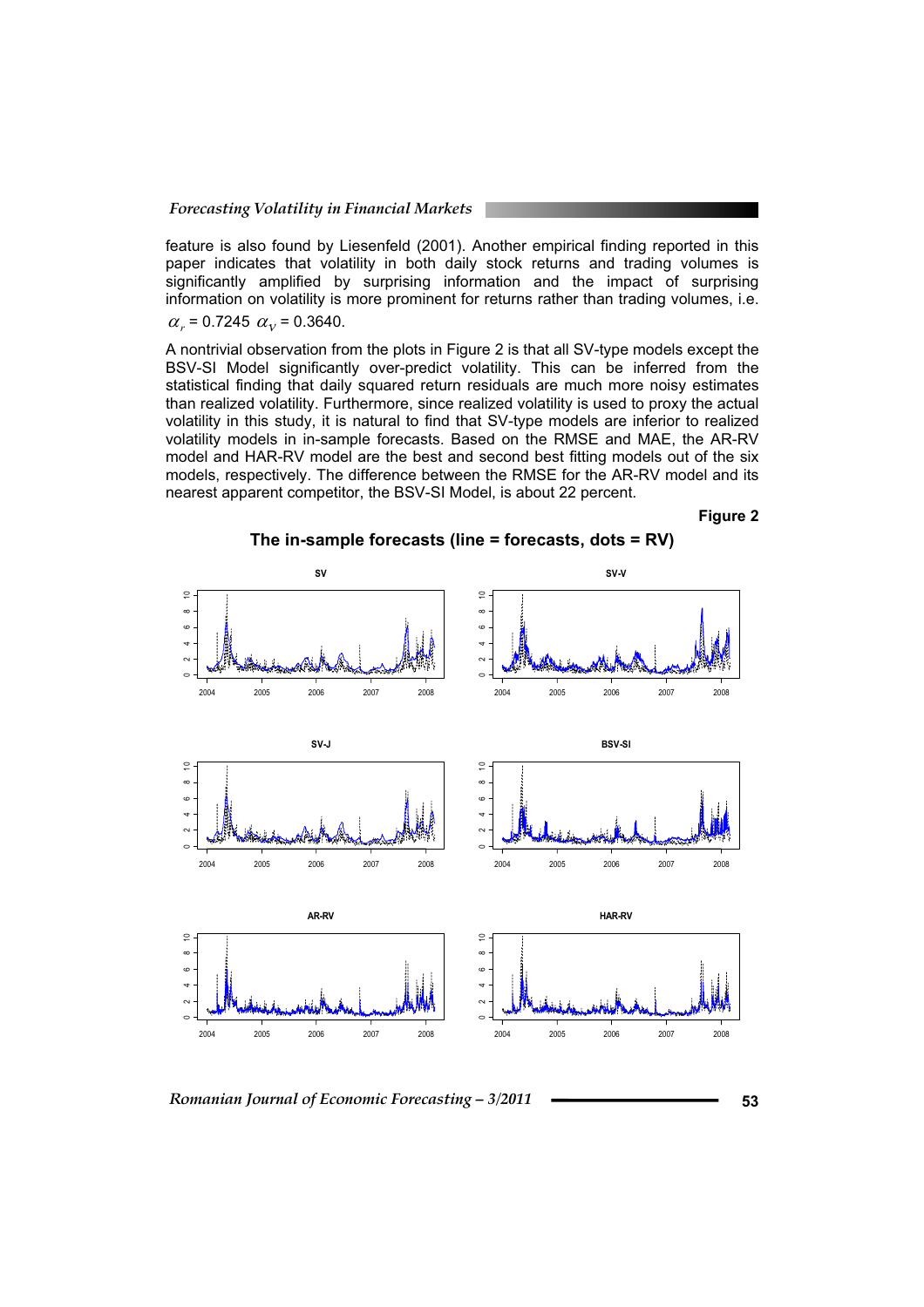feature is also found by Liesenfeld (2001). Another empirical finding reported in this paper indicates that volatility in both daily stock returns and trading volumes is significantly amplified by surprising information and the impact of surprising information on volatility is more prominent for returns rather than trading volumes, i.e. $\alpha_r$ = 0.7245 $\alpha_V$ = 0.3640.

A nontrivial observation from the plots in Figure 2 is that all SV-type models except the BSV-SI Model significantly over-predict volatility. This can be inferred from the statistical finding that daily squared return residuals are much more noisy estimates than realized volatility. Furthermore, since realized volatility is used to proxy the actual volatility in this study, it is natural to find that SV-type models are inferior to realized volatility models in in-sample forecasts. Based on the RMSE and MAE, the AR-RV model and HAR-RV model are the best and second best fitting models out of the six models, respectively. The difference between the RMSE for the AR-RV model and its nearest apparent competitor, the BSV-SI Model, is about 22 percent.

**Figure 2**

**The in-sample forecasts (line = forecasts, dots = RV)**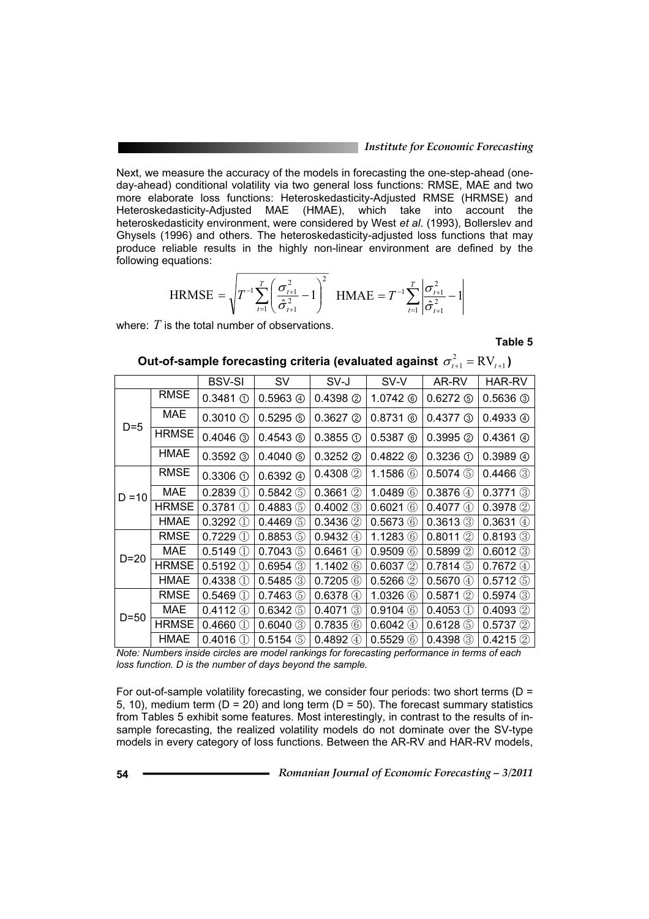Next, we measure the accuracy of the models in forecasting the one-step-ahead (one-day-ahead) conditional volatility via two general loss functions: RMSE, MAE and two more elaborate loss functions: Heteroskedasticity-Adjusted RMSE (HRMSE) and Heteroskedasticity-Adjusted MAE (HMAE), which take into account the heteroskedasticity environment, were considered by West *et al*. (1993), Bollerslev and Ghysels (1996) and others. The heteroskedasticity-adjusted loss functions that may produce reliable results in the highly non-linear environment are defined by the following equations:

$$\text{HRMSE} = \sqrt{T^{-1}\sum_{t=1}^{T}\left(\frac{\sigma_{t+1}^{2}}{\hat{\sigma}_{t+1}^{2}}-1\right)^{2}} \quad \text{HMAE} = T^{-1}\sum_{t=1}^{T}\left|\frac{\sigma_{t+1}^{2}}{\hat{\sigma}_{t+1}^{2}}-1\right|$$

where: $T$ is the total number of observations.

**Table 5**

**Out-of-sample forecasting criteria (evaluated against $\sigma_{t+1}^{2} = \text{RV}_{t+1}$)**

| | | BSV-SI | SV | SV-J | SV-V | AR-RV | HAR-RV |
|---|---|---|---|---|---|---|---|
| D=5 | RMSE | 0.3481 ① | 0.5963 ④ | 0.4398 ② | 1.0742 ⑥ | 0.6272 ⑤ | 0.5636 ③ |
| | MAE | 0.3010 ① | 0.5295 ⑤ | 0.3627 ② | 0.8731 ⑥ | 0.4377 ③ | 0.4933 ④ |
| | HRMSE | 0.4046 ③ | 0.4543 ⑤ | 0.3855 ① | 0.5387 ⑥ | 0.3995 ② | 0.4361 ④ |
| | HMAE | 0.3592 ③ | 0.4040 ⑤ | 0.3252 ② | 0.4822 ⑥ | 0.3236 ① | 0.3989 ④ |
| D =10 | RMSE | 0.3306 ① | 0.6392 ④ | 0.4308 ② | 1.1586 ⑥ | 0.5074 ⑤ | 0.4466 ③ |
| | MAE | 0.2839 ① | 0.5842 ⑤ | 0.3661 ② | 1.0489 ⑥ | 0.3876 ④ | 0.3771 ③ |
| | HRMSE | 0.3781 ① | 0.4883 ⑤ | 0.4002 ③ | 0.6021 ⑥ | 0.4077 ④ | 0.3978 ② |
| | HMAE | 0.3292 ① | 0.4469 ⑤ | 0.3436 ② | 0.5673 ⑥ | 0.3613 ③ | 0.3631 ④ |
| D=20 | RMSE | 0.7229 ① | 0.8853 ⑤ | 0.9432 ④ | 1.1283 ⑥ | 0.8011 ② | 0.8193 ③ |
| | MAE | 0.5149 ① | 0.7043 ⑤ | 0.6461 ④ | 0.9509 ⑥ | 0.5899 ② | 0.6012 ③ |
| | HRMSE | 0.5192 ① | 0.6954 ③ | 1.1402 ⑥ | 0.6037 ② | 0.7814 ⑤ | 0.7672 ④ |
| | HMAE | 0.4338 ① | 0.5485 ③ | 0.7205 ⑥ | 0.5266 ② | 0.5670 ④ | 0.5712 ⑤ |
| D=50 | RMSE | 0.5469 ① | 0.7463 ⑤ | 0.6378 ④ | 1.0326 ⑥ | 0.5871 ② | 0.5974 ③ |
| | MAE | 0.4112 ④ | 0.6342 ⑤ | 0.4071 ③ | 0.9104 ⑥ | 0.4053 ① | 0.4093 ② |
| | HRMSE | 0.4660 ① | 0.6040 ③ | 0.7835 ⑥ | 0.6042 ④ | 0.6128 ⑤ | 0.5737 ② |
| | HMAE | 0.4016 ① | 0.5154 ⑤ | 0.4892 ④ | 0.5529 ⑥ | 0.4398 ③ | 0.4215 ② |

*Note: Numbers inside circles are model rankings for forecasting performance in terms of each loss function. D is the number of days beyond the sample.*

For out-of-sample volatility forecasting, we consider four periods: two short terms (D = 5, 10), medium term (D = 20) and long term (D = 50). The forecast summary statistics from Tables 5 exhibit some features. Most interestingly, in contrast to the results of in-sample forecasting, the realized volatility models do not dominate over the SV-type models in every category of loss functions. Between the AR-RV and HAR-RV models,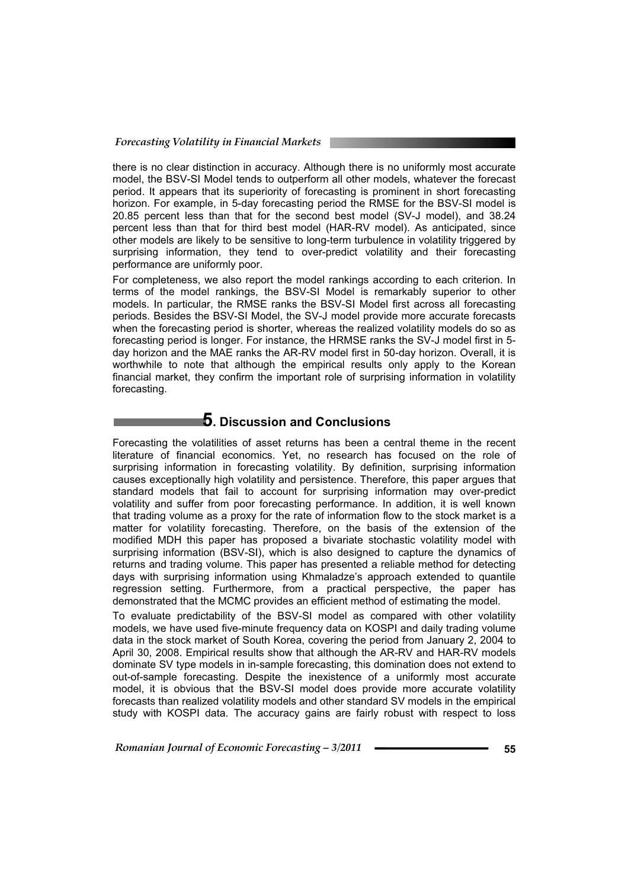there is no clear distinction in accuracy. Although there is no uniformly most accurate model, the BSV-SI Model tends to outperform all other models, whatever the forecast period. It appears that its superiority of forecasting is prominent in short forecasting horizon. For example, in 5-day forecasting period the RMSE for the BSV-SI model is 20.85 percent less than that for the second best model (SV-J model), and 38.24 percent less than that for third best model (HAR-RV model). As anticipated, since other models are likely to be sensitive to long-term turbulence in volatility triggered by surprising information, they tend to over-predict volatility and their forecasting performance are uniformly poor.

For completeness, we also report the model rankings according to each criterion. In terms of the model rankings, the BSV-SI Model is remarkably superior to other models. In particular, the RMSE ranks the BSV-SI Model first across all forecasting periods. Besides the BSV-SI Model, the SV-J model provide more accurate forecasts when the forecasting period is shorter, whereas the realized volatility models do so as forecasting period is longer. For instance, the HRMSE ranks the SV-J model first in 5-day horizon and the MAE ranks the AR-RV model first in 50-day horizon. Overall, it is worthwhile to note that although the empirical results only apply to the Korean financial market, they confirm the important role of surprising information in volatility forecasting.

## 5. Discussion and Conclusions

Forecasting the volatilities of asset returns has been a central theme in the recent literature of financial economics. Yet, no research has focused on the role of surprising information in forecasting volatility. By definition, surprising information causes exceptionally high volatility and persistence. Therefore, this paper argues that standard models that fail to account for surprising information may over-predict volatility and suffer from poor forecasting performance. In addition, it is well known that trading volume as a proxy for the rate of information flow to the stock market is a matter for volatility forecasting. Therefore, on the basis of the extension of the modified MDH this paper has proposed a bivariate stochastic volatility model with surprising information (BSV-SI), which is also designed to capture the dynamics of returns and trading volume. This paper has presented a reliable method for detecting days with surprising information using Khmaladze's approach extended to quantile regression setting. Furthermore, from a practical perspective, the paper has demonstrated that the MCMC provides an efficient method of estimating the model.

To evaluate predictability of the BSV-SI model as compared with other volatility models, we have used five-minute frequency data on KOSPI and daily trading volume data in the stock market of South Korea, covering the period from January 2, 2004 to April 30, 2008. Empirical results show that although the AR-RV and HAR-RV models dominate SV type models in in-sample forecasting, this domination does not extend to out-of-sample forecasting. Despite the inexistence of a uniformly most accurate model, it is obvious that the BSV-SI model does provide more accurate volatility forecasts than realized volatility models and other standard SV models in the empirical study with KOSPI data. The accuracy gains are fairly robust with respect to loss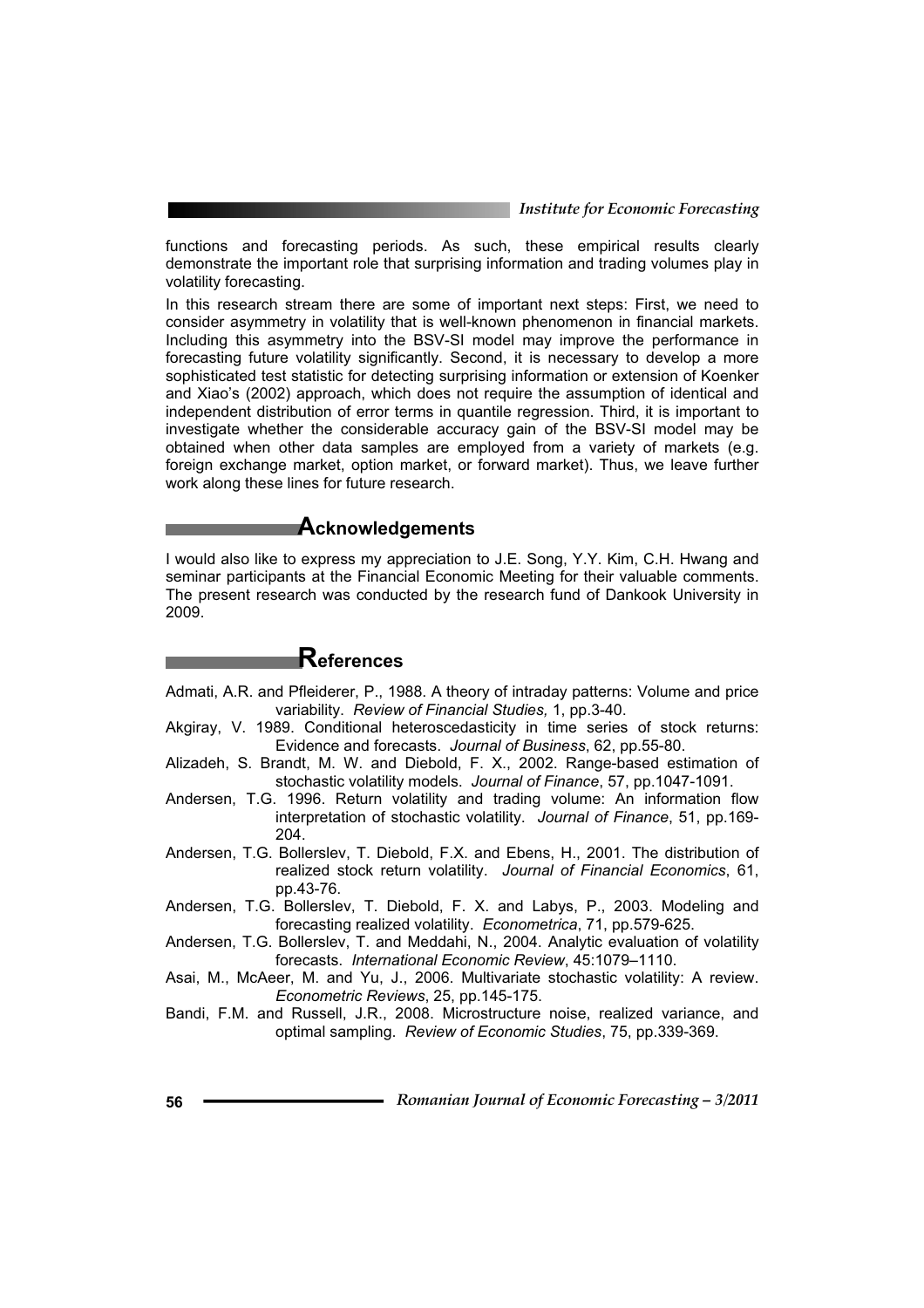functions and forecasting periods. As such, these empirical results clearly demonstrate the important role that surprising information and trading volumes play in volatility forecasting.

In this research stream there are some of important next steps: First, we need to consider asymmetry in volatility that is well-known phenomenon in financial markets. Including this asymmetry into the BSV-SI model may improve the performance in forecasting future volatility significantly. Second, it is necessary to develop a more sophisticated test statistic for detecting surprising information or extension of Koenker and Xiao's (2002) approach, which does not require the assumption of identical and independent distribution of error terms in quantile regression. Third, it is important to investigate whether the considerable accuracy gain of the BSV-SI model may be obtained when other data samples are employed from a variety of markets (e.g. foreign exchange market, option market, or forward market). Thus, we leave further work along these lines for future research.

## Acknowledgements

I would also like to express my appreciation to J.E. Song, Y.Y. Kim, C.H. Hwang and seminar participants at the Financial Economic Meeting for their valuable comments. The present research was conducted by the research fund of Dankook University in 2009.

## References

Admati, A.R. and Pfleiderer, P., 1988. A theory of intraday patterns: Volume and price variability. *Review of Financial Studies,* 1, pp.3-40.

Akgiray, V. 1989. Conditional heteroscedasticity in time series of stock returns: Evidence and forecasts. *Journal of Business*, 62, pp.55-80.

Alizadeh, S. Brandt, M. W. and Diebold, F. X., 2002. Range-based estimation of stochastic volatility models. *Journal of Finance*, 57, pp.1047-1091.

Andersen, T.G. 1996. Return volatility and trading volume: An information flow interpretation of stochastic volatility. *Journal of Finance*, 51, pp.169-204.

Andersen, T.G. Bollerslev, T. Diebold, F.X. and Ebens, H., 2001. The distribution of realized stock return volatility. *Journal of Financial Economics*, 61, pp.43-76.

Andersen, T.G. Bollerslev, T. Diebold, F. X. and Labys, P., 2003. Modeling and forecasting realized volatility. *Econometrica*, 71, pp.579-625.

Andersen, T.G. Bollerslev, T. and Meddahi, N., 2004. Analytic evaluation of volatility forecasts. *International Economic Review*, 45:1079–1110.

Asai, M., McAeer, M. and Yu, J., 2006. Multivariate stochastic volatility: A review. *Econometric Reviews*, 25, pp.145-175.

Bandi, F.M. and Russell, J.R., 2008. Microstructure noise, realized variance, and optimal sampling. *Review of Economic Studies*, 75, pp.339-369.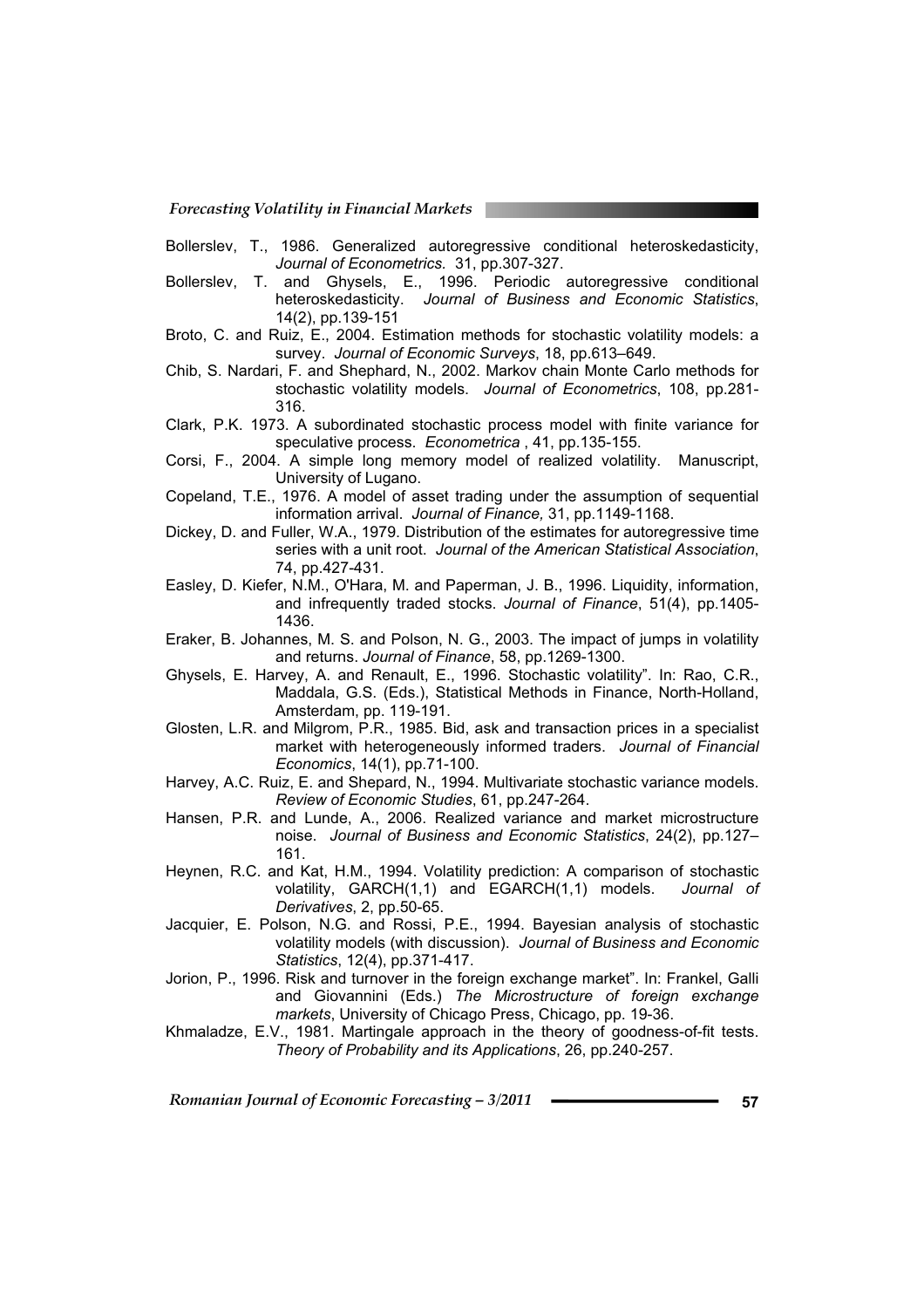Bollerslev, T., 1986. Generalized autoregressive conditional heteroskedasticity, *Journal of Econometrics.* 31, pp.307-327.

Bollerslev, T. and Ghysels, E., 1996. Periodic autoregressive conditional heteroskedasticity. *Journal of Business and Economic Statistics*, 14(2), pp.139-151

Broto, C. and Ruiz, E., 2004. Estimation methods for stochastic volatility models: a survey. *Journal of Economic Surveys*, 18, pp.613–649.

Chib, S. Nardari, F. and Shephard, N., 2002. Markov chain Monte Carlo methods for stochastic volatility models. *Journal of Econometrics*, 108, pp.281-316.

Clark, P.K. 1973. A subordinated stochastic process model with finite variance for speculative process. *Econometrica* , 41, pp.135-155.

Corsi, F., 2004. A simple long memory model of realized volatility. Manuscript, University of Lugano.

Copeland, T.E., 1976. A model of asset trading under the assumption of sequential information arrival. *Journal of Finance,* 31, pp.1149-1168.

Dickey, D. and Fuller, W.A., 1979. Distribution of the estimates for autoregressive time series with a unit root. *Journal of the American Statistical Association*, 74, pp.427-431.

Easley, D. Kiefer, N.M., O'Hara, M. and Paperman, J. B., 1996. Liquidity, information, and infrequently traded stocks. *Journal of Finance*, 51(4), pp.1405-1436.

Eraker, B. Johannes, M. S. and Polson, N. G., 2003. The impact of jumps in volatility and returns. *Journal of Finance*, 58, pp.1269-1300.

Ghysels, E. Harvey, A. and Renault, E., 1996. Stochastic volatility". In: Rao, C.R., Maddala, G.S. (Eds.), Statistical Methods in Finance, North-Holland, Amsterdam, pp. 119-191.

Glosten, L.R. and Milgrom, P.R., 1985. Bid, ask and transaction prices in a specialist market with heterogeneously informed traders. *Journal of Financial Economics*, 14(1), pp.71-100.

Harvey, A.C. Ruiz, E. and Shepard, N., 1994. Multivariate stochastic variance models. *Review of Economic Studies*, 61, pp.247-264.

Hansen, P.R. and Lunde, A., 2006. Realized variance and market microstructure noise. *Journal of Business and Economic Statistics*, 24(2), pp.127–161.

Heynen, R.C. and Kat, H.M., 1994. Volatility prediction: A comparison of stochastic volatility, GARCH(1,1) and EGARCH(1,1) models. *Journal of Derivatives*, 2, pp.50-65.

Jacquier, E. Polson, N.G. and Rossi, P.E., 1994. Bayesian analysis of stochastic volatility models (with discussion). *Journal of Business and Economic Statistics*, 12(4), pp.371-417.

Jorion, P., 1996. Risk and turnover in the foreign exchange market". In: Frankel, Galli and Giovannini (Eds.) *The Microstructure of foreign exchange markets*, University of Chicago Press, Chicago, pp. 19-36.

Khmaladze, E.V., 1981. Martingale approach in the theory of goodness-of-fit tests. *Theory of Probability and its Applications*, 26, pp.240-257.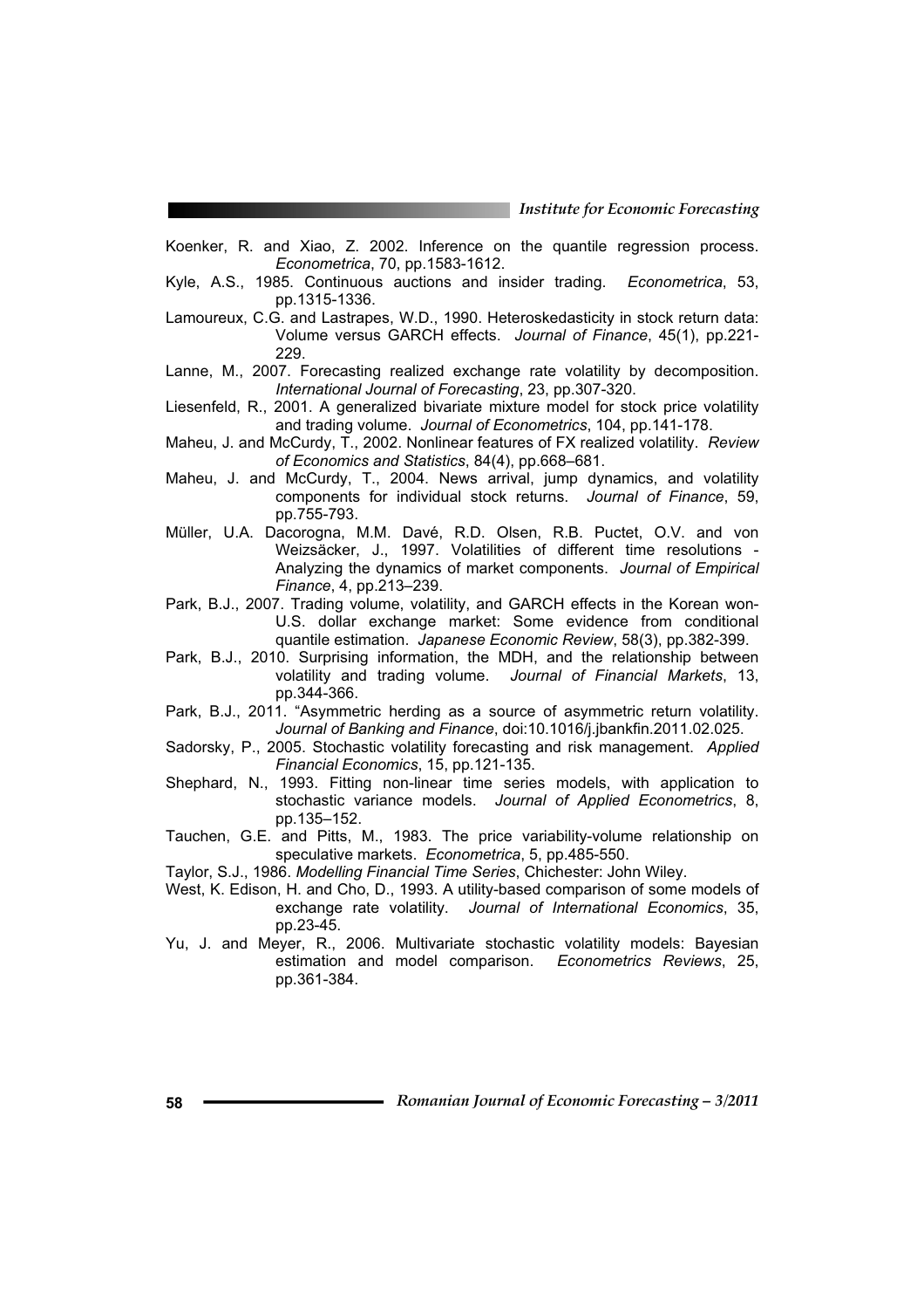Koenker, R. and Xiao, Z. 2002. Inference on the quantile regression process. *Econometrica*, 70, pp.1583-1612.

Kyle, A.S., 1985. Continuous auctions and insider trading. *Econometrica*, 53, pp.1315-1336.

Lamoureux, C.G. and Lastrapes, W.D., 1990. Heteroskedasticity in stock return data: Volume versus GARCH effects. *Journal of Finance*, 45(1), pp.221-229.

Lanne, M., 2007. Forecasting realized exchange rate volatility by decomposition. *International Journal of Forecasting*, 23, pp.307-320.

Liesenfeld, R., 2001. A generalized bivariate mixture model for stock price volatility and trading volume. *Journal of Econometrics*, 104, pp.141-178.

Maheu, J. and McCurdy, T., 2002. Nonlinear features of FX realized volatility. *Review of Economics and Statistics*, 84(4), pp.668–681.

Maheu, J. and McCurdy, T., 2004. News arrival, jump dynamics, and volatility components for individual stock returns. *Journal of Finance*, 59, pp.755-793.

Müller, U.A. Dacorogna, M.M. Davé, R.D. Olsen, R.B. Puctet, O.V. and von Weizsäcker, J., 1997. Volatilities of different time resolutions - Analyzing the dynamics of market components. *Journal of Empirical Finance*, 4, pp.213–239.

Park, B.J., 2007. Trading volume, volatility, and GARCH effects in the Korean won-U.S. dollar exchange market: Some evidence from conditional quantile estimation. *Japanese Economic Review*, 58(3), pp.382-399.

Park, B.J., 2010. Surprising information, the MDH, and the relationship between volatility and trading volume. *Journal of Financial Markets*, 13, pp.344-366.

Park, B.J., 2011. "Asymmetric herding as a source of asymmetric return volatility. *Journal of Banking and Finance*, doi:10.1016/j.jbankfin.2011.02.025.

Sadorsky, P., 2005. Stochastic volatility forecasting and risk management. *Applied Financial Economics*, 15, pp.121-135.

Shephard, N., 1993. Fitting non-linear time series models, with application to stochastic variance models. *Journal of Applied Econometrics*, 8, pp.135–152.

Tauchen, G.E. and Pitts, M., 1983. The price variability-volume relationship on speculative markets. *Econometrica*, 5, pp.485-550.

Taylor, S.J., 1986. *Modelling Financial Time Series*, Chichester: John Wiley.

West, K. Edison, H. and Cho, D., 1993. A utility-based comparison of some models of exchange rate volatility. *Journal of International Economics*, 35, pp.23-45.

Yu, J. and Meyer, R., 2006. Multivariate stochastic volatility models: Bayesian estimation and model comparison. *Econometrics Reviews*, 25, pp.361-384.